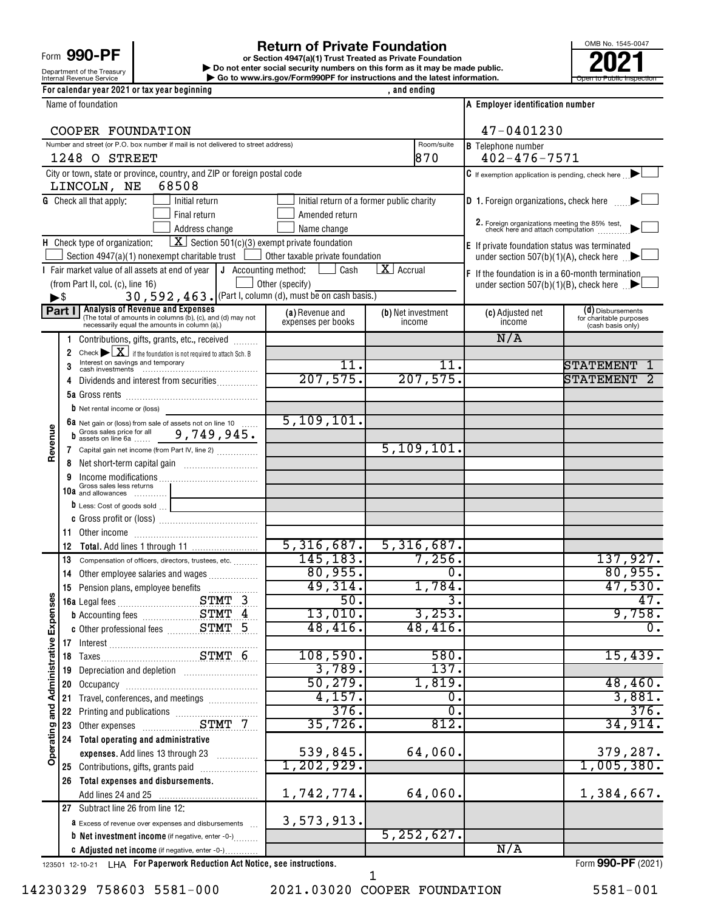Form **990-PF**

Department of the Treasury
Internal Revenue Service

# Return of Private Foundation

**or Section 4947(a)(1) Trust Treated as Private Foundation**

▶ Do not enter social security numbers on this form as it may be made public.

▶ Go to www.irs.gov/Form990PF for instructions and the latest information.

OMB No. 1545-0047

**2021**

Open to Public Inspection

For calendar year 2021 or tax year beginning , and ending

Name of foundation: COOPER FOUNDATION

A Employer identification number: 47-0401230

Number and street (or P.O. box number if mail is not delivered to street address): 1248 O STREET — Room/suite: 870

B Telephone number: 402-476-7571

City or town, state or province, country, and ZIP or foreign postal code: LINCOLN, NE 68508

C If exemption application is pending, check here ▶ ☐

G Check all that apply: ☐ Initial return ☐ Initial return of a former public charity ☐ Final return ☐ Amended return ☐ Address change ☐ Name change

D 1. Foreign organizations, check here ▶ ☐
2. Foreign organizations meeting the 85% test, check here and attach computation ▶ ☐

H Check type of organization: ☒ Section 501(c)(3) exempt private foundation ☐ Section 4947(a)(1) nonexempt charitable trust ☐ Other taxable private foundation

E If private foundation status was terminated under section 507(b)(1)(A), check here ▶ ☐

I Fair market value of all assets at end of year (from Part II, col. (c), line 16) ▶$ 30,592,463.

J Accounting method: ☐ Cash ☒ Accrual ☐ Other (specify) (Part I, column (d), must be on cash basis.)

F If the foundation is in a 60-month termination under section 507(b)(1)(B), check here ▶ ☐

**Part I — Analysis of Revenue and Expenses** (The total of amounts in columns (b), (c), and (d) may not necessarily equal the amounts in column (a).)

| | Line | (a) Revenue and expenses per books | (b) Net investment income | (c) Adjusted net income | (d) Disbursements for charitable purposes (cash basis only) |
|---|---|---|---|---|---|
| Revenue | 1 Contributions, gifts, grants, etc., received | | | N/A | |
| | 2 Check ▶ ☒ if the foundation is not required to attach Sch. B | | | | |
| | 3 Interest on savings and temporary cash investments | 11. | 11. | | STATEMENT 1 |
| | 4 Dividends and interest from securities | 207,575. | 207,575. | | STATEMENT 2 |
| | 5a Gross rents | | | | |
| | b Net rental income or (loss) | | | | |
| | 6a Net gain or (loss) from sale of assets not on line 10 | 5,109,101. | | | |
| | b Gross sales price for all assets on line 6a 9,749,945. | | | | |
| | 7 Capital gain net income (from Part IV, line 2) | | 5,109,101. | | |
| | 8 Net short-term capital gain | | | | |
| | 9 Income modifications | | | | |
| | 10a Gross sales less returns and allowances | | | | |
| | b Less: Cost of goods sold | | | | |
| | c Gross profit or (loss) | | | | |
| | 11 Other income | | | | |
| | 12 **Total.** Add lines 1 through 11 | 5,316,687. | 5,316,687. | | |
| Operating and Administrative Expenses | 13 Compensation of officers, directors, trustees, etc. | 145,183. | 7,256. | | 137,927. |
| | 14 Other employee salaries and wages | 80,955. | 0. | | 80,955. |
| | 15 Pension plans, employee benefits | 49,314. | 1,784. | | 47,530. |
| | 16a Legal fees STMT 3 | 50. | 3. | | 47. |
| | b Accounting fees STMT 4 | 13,010. | 3,253. | | 9,758. |
| | c Other professional fees STMT 5 | 48,416. | 48,416. | | 0. |
| | 17 Interest | | | | |
| | 18 Taxes STMT 6 | 108,590. | 580. | | 15,439. |
| | 19 Depreciation and depletion | 3,789. | 137. | | |
| | 20 Occupancy | 50,279. | 1,819. | | 48,460. |
| | 21 Travel, conferences, and meetings | 4,157. | 0. | | 3,881. |
| | 22 Printing and publications | 376. | 0. | | 376. |
| | 23 Other expenses STMT 7 | 35,726. | 812. | | 34,914. |
| | 24 **Total operating and administrative expenses.** Add lines 13 through 23 | 539,845. | 64,060. | | 379,287. |
| | 25 Contributions, gifts, grants paid | 1,202,929. | | | 1,005,380. |
| | 26 **Total expenses and disbursements.** Add lines 24 and 25 | 1,742,774. | 64,060. | | 1,384,667. |
| | 27 Subtract line 26 from line 12: | | | | |
| | a Excess of revenue over expenses and disbursements | 3,573,913. | | | |
| | b **Net investment income** (if negative, enter -0-) | | 5,252,627. | | |
| | c **Adjusted net income** (if negative, enter -0-) | | | N/A | |

123501 12-10-21 LHA For Paperwork Reduction Act Notice, see instructions. Form **990-PF** (2021)

14230329 758603 5581-000 2021.03020 COOPER FOUNDATION 5581-001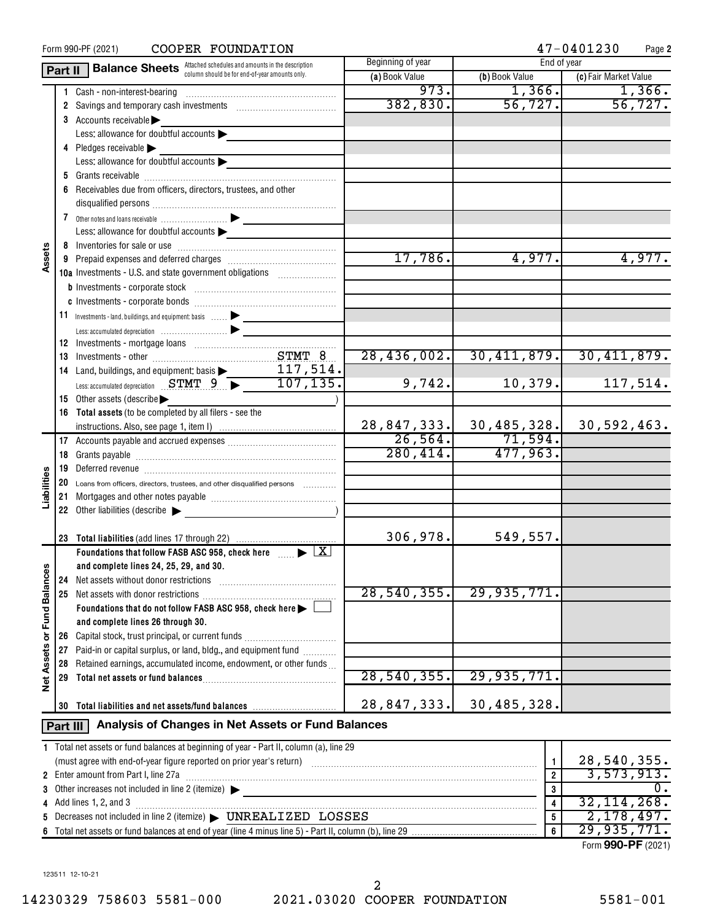Form 990-PF (2021) COOPER FOUNDATION 47-0401230 Page 2

## Part II Balance Sheets

Attached schedules and amounts in the description column should be for end-of-year amounts only.

| | | Beginning of year (a) Book Value | End of year (b) Book Value | End of year (c) Fair Market Value |
|---|---|---|---|---|
| **Assets** | 1 Cash - non-interest-bearing | 973. | 1,366. | 1,366. |
| | 2 Savings and temporary cash investments | 382,830. | 56,727. | 56,727. |
| | 3 Accounts receivable ▶ | | | |
| | Less: allowance for doubtful accounts ▶ | | | |
| | 4 Pledges receivable ▶ | | | |
| | Less: allowance for doubtful accounts ▶ | | | |
| | 5 Grants receivable | | | |
| | 6 Receivables due from officers, directors, trustees, and other disqualified persons | | | |
| | 7 Other notes and loans receivable ▶ | | | |
| | Less: allowance for doubtful accounts ▶ | | | |
| | 8 Inventories for sale or use | | | |
| | 9 Prepaid expenses and deferred charges | 17,786. | 4,977. | 4,977. |
| | 10a Investments - U.S. and state government obligations | | | |
| | b Investments - corporate stock | | | |
| | c Investments - corporate bonds | | | |
| | 11 Investments - land, buildings, and equipment: basis ▶ | | | |
| | Less: accumulated depreciation ▶ | | | |
| | 12 Investments - mortgage loans | | | |
| | 13 Investments - other STMT 8 | 28,436,002. | 30,411,879. | 30,411,879. |
| | 14 Land, buildings, and equipment: basis ▶ 117,514. | | | |
| | Less: accumulated depreciation STMT 9 ▶ 107,135. | 9,742. | 10,379. | 117,514. |
| | 15 Other assets (describe ▶ ) | | | |
| | 16 Total assets (to be completed by all filers - see the instructions. Also, see page 1, item I) | 28,847,333. | 30,485,328. | 30,592,463. |
| **Liabilities** | 17 Accounts payable and accrued expenses | 26,564. | 71,594. | |
| | 18 Grants payable | 280,414. | 477,963. | |
| | 19 Deferred revenue | | | |
| | 20 Loans from officers, directors, trustees, and other disqualified persons | | | |
| | 21 Mortgages and other notes payable | | | |
| | 22 Other liabilities (describe ▶ ) | | | |
| | 23 **Total liabilities** (add lines 17 through 22) | 306,978. | 549,557. | |
| **Net Assets or Fund Balances** | **Foundations that follow FASB ASC 958, check here** ▶ [X] **and complete lines 24, 25, 29, and 30.** | | | |
| | 24 Net assets without donor restrictions | | | |
| | 25 Net assets with donor restrictions | 28,540,355. | 29,935,771. | |
| | **Foundations that do not follow FASB ASC 958, check here** ▶ [ ] **and complete lines 26 through 30.** | | | |
| | 26 Capital stock, trust principal, or current funds | | | |
| | 27 Paid-in or capital surplus, or land, bldg., and equipment fund | | | |
| | 28 Retained earnings, accumulated income, endowment, or other funds | | | |
| | 29 **Total net assets or fund balances** | 28,540,355. | 29,935,771. | |
| | 30 **Total liabilities and net assets/fund balances** | 28,847,333. | 30,485,328. | |

## Part III Analysis of Changes in Net Assets or Fund Balances

| | | | |
|---|---|---|---|
| 1 | Total net assets or fund balances at beginning of year - Part II, column (a), line 29 (must agree with end-of-year figure reported on prior year's return) | 1 | 28,540,355. |
| 2 | Enter amount from Part I, line 27a | 2 | 3,573,913. |
| 3 | Other increases not included in line 2 (itemize) ▶ | 3 | 0. |
| 4 | Add lines 1, 2, and 3 | 4 | 32,114,268. |
| 5 | Decreases not included in line 2 (itemize) ▶ UNREALIZED LOSSES | 5 | 2,178,497. |
| 6 | Total net assets or fund balances at end of year (line 4 minus line 5) - Part II, column (b), line 29 | 6 | 29,935,771. |

Form **990-PF** (2021)

123511 12-10-21

14230329 758603 5581-000 2021.03020 COOPER FOUNDATION 5581-001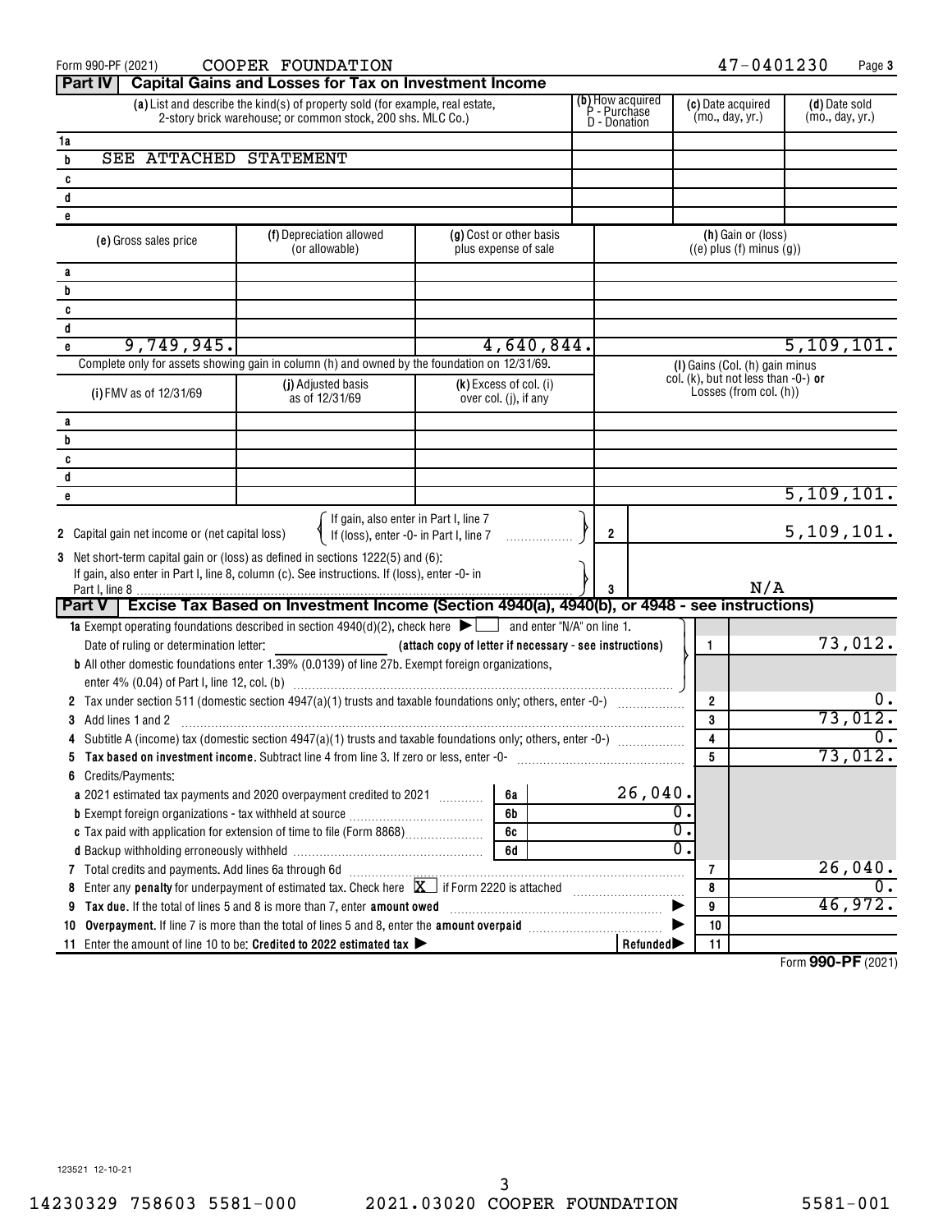Form 990-PF (2021) COOPER FOUNDATION 47-0401230 Page 3

## Part IV Capital Gains and Losses for Tax on Investment Income

| | (a) List and describe the kind(s) of property sold (for example, real estate, 2-story brick warehouse; or common stock, 200 shs. MLC Co.) | (b) How acquired P - Purchase D - Donation | (c) Date acquired (mo., day, yr.) | (d) Date sold (mo., day, yr.) |
|---|---|---|---|---|
| 1a | | | | |
| b | SEE ATTACHED STATEMENT | | | |
| c | | | | |
| d | | | | |
| e | | | | |

| | (e) Gross sales price | (f) Depreciation allowed (or allowable) | (g) Cost or other basis plus expense of sale | (h) Gain or (loss) ((e) plus (f) minus (g)) |
|---|---|---|---|---|
| a | | | | |
| b | | | | |
| c | | | | |
| d | | | | |
| e | 9,749,945. | | 4,640,844. | 5,109,101. |

Complete only for assets showing gain in column (h) and owned by the foundation on 12/31/69.

| | (i) FMV as of 12/31/69 | (j) Adjusted basis as of 12/31/69 | (k) Excess of col. (i) over col. (j), if any | (l) Gains (Col. (h) gain minus col. (k), but not less than -0-) or Losses (from col. (h)) |
|---|---|---|---|---|
| a | | | | |
| b | | | | |
| c | | | | |
| d | | | | |
| e | | | | 5,109,101. |

2 Capital gain net income or (net capital loss) — If gain, also enter in Part I, line 7; If (loss), enter -0- in Part I, line 7 — **2** — 5,109,101.

3 Net short-term capital gain or (loss) as defined in sections 1222(5) and (6): If gain, also enter in Part I, line 8, column (c). See instructions. If (loss), enter -0- in Part I, line 8 — **3** — N/A

## Part V Excise Tax Based on Investment Income (Section 4940(a), 4940(b), or 4948 - see instructions)

| Line | Description | | Amount | | |
|---|---|---|---|---|---|
| 1a | Exempt operating foundations described in section 4940(d)(2), check here ☐ and enter "N/A" on line 1. Date of ruling or determination letter: (attach copy of letter if necessary - see instructions) | | | 1 | 73,012. |
| b | All other domestic foundations enter 1.39% (0.0139) of line 27b. Exempt foreign organizations, enter 4% (0.04) of Part I, line 12, col. (b) | | | | |
| 2 | Tax under section 511 (domestic section 4947(a)(1) trusts and taxable foundations only; others, enter -0-) | | | 2 | 0. |
| 3 | Add lines 1 and 2 | | | 3 | 73,012. |
| 4 | Subtitle A (income) tax (domestic section 4947(a)(1) trusts and taxable foundations only; others, enter -0-) | | | 4 | 0. |
| 5 | **Tax based on investment income.** Subtract line 4 from line 3. If zero or less, enter -0- | | | 5 | 73,012. |
| 6 | Credits/Payments: | | | | |
| a | 2021 estimated tax payments and 2020 overpayment credited to 2021 | 6a | 26,040. | | |
| b | Exempt foreign organizations - tax withheld at source | 6b | 0. | | |
| c | Tax paid with application for extension of time to file (Form 8868) | 6c | 0. | | |
| d | Backup withholding erroneously withheld | 6d | 0. | | |
| 7 | Total credits and payments. Add lines 6a through 6d | | | 7 | 26,040. |
| 8 | Enter any **penalty** for underpayment of estimated tax. Check here ☒ if Form 2220 is attached | | | 8 | 0. |
| 9 | **Tax due.** If the total of lines 5 and 8 is more than 7, enter **amount owed** | | | 9 | 46,972. |
| 10 | **Overpayment.** If line 7 is more than the total of lines 5 and 8, enter the **amount overpaid** | | | 10 | |
| 11 | Enter the amount of line 10 to be: **Credited to 2022 estimated tax** | | Refunded | 11 | |

Form **990-PF** (2021)

123521 12-10-21

14230329 758603 5581-000 2021.03020 COOPER FOUNDATION 5581-001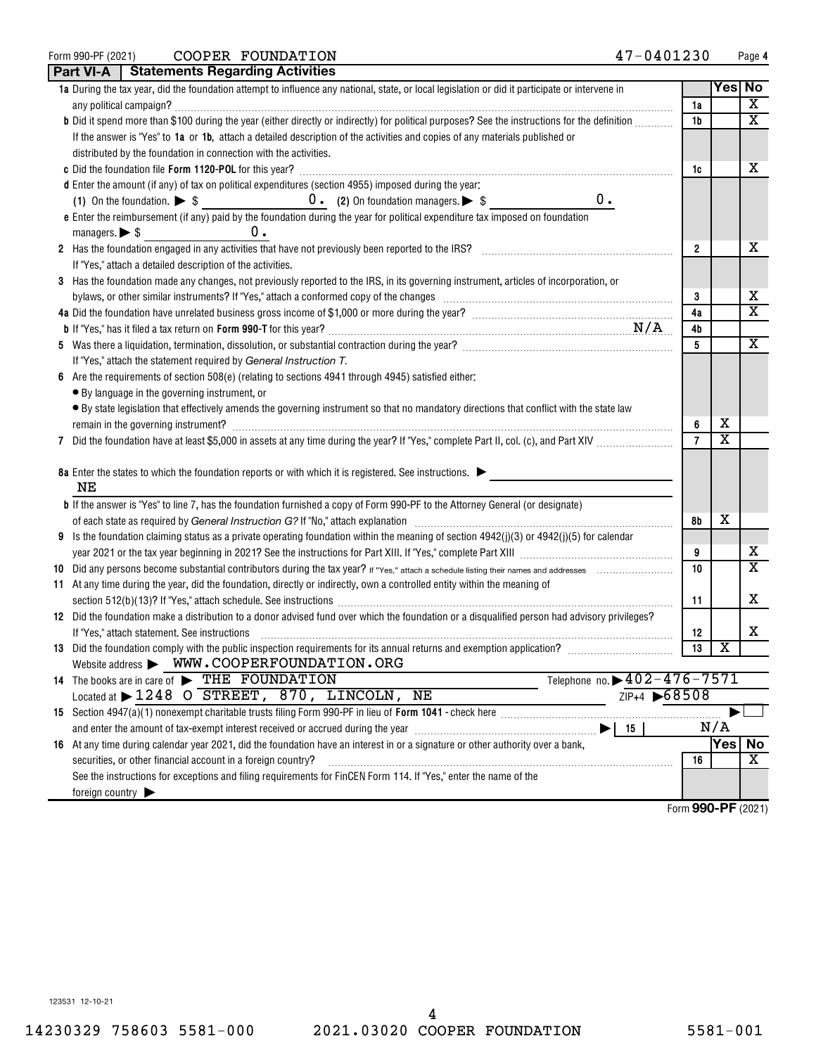Form 990-PF (2021) COOPER FOUNDATION 47-0401230

## Part VI-A Statements Regarding Activities

| | | | Yes | No |
|---|---|---|---|---|
| **1a** | During the tax year, did the foundation attempt to influence any national, state, or local legislation or did it participate or intervene in any political campaign? | 1a | | X |
| **b** | Did it spend more than $100 during the year (either directly or indirectly) for political purposes? See the instructions for the definition | 1b | | X |
| | If the answer is "Yes" to **1a** or **1b**, attach a detailed description of the activities and copies of any materials published or distributed by the foundation in connection with the activities. | | | |
| **c** | Did the foundation file **Form 1120-POL** for this year? | 1c | | X |
| **d** | Enter the amount (if any) of tax on political expenditures (section 4955) imposed during the year: (1) On the foundation. ▶ $ 0. (2) On foundation managers. ▶ $ 0. | | | |
| **e** | Enter the reimbursement (if any) paid by the foundation during the year for political expenditure tax imposed on foundation managers. ▶ $ 0. | | | |
| **2** | Has the foundation engaged in any activities that have not previously been reported to the IRS? If "Yes," attach a detailed description of the activities. | 2 | | X |
| **3** | Has the foundation made any changes, not previously reported to the IRS, in its governing instrument, articles of incorporation, or bylaws, or other similar instruments? If "Yes," attach a conformed copy of the changes | 3 | | X |
| **4a** | Did the foundation have unrelated business gross income of $1,000 or more during the year? | 4a | | X |
| **b** | If "Yes," has it filed a tax return on **Form 990-T** for this year? N/A | 4b | | |
| **5** | Was there a liquidation, termination, dissolution, or substantial contraction during the year? If "Yes," attach the statement required by *General Instruction T.* | 5 | | X |
| **6** | Are the requirements of section 508(e) (relating to sections 4941 through 4945) satisfied either: • By language in the governing instrument, or • By state legislation that effectively amends the governing instrument so that no mandatory directions that conflict with the state law remain in the governing instrument? | 6 | X | |
| **7** | Did the foundation have at least $5,000 in assets at any time during the year? If "Yes," complete Part II, col. (c), and Part XIV | 7 | X | |
| **8a** | Enter the states to which the foundation reports or with which it is registered. See instructions. ▶ NE | | | |
| **b** | If the answer is "Yes" to line 7, has the foundation furnished a copy of Form 990-PF to the Attorney General (or designate) of each state as required by *General Instruction G?* If "No," attach explanation | 8b | X | |
| **9** | Is the foundation claiming status as a private operating foundation within the meaning of section 4942(j)(3) or 4942(j)(5) for calendar year 2021 or the tax year beginning in 2021? See the instructions for Part XIII. If "Yes," complete Part XIII | 9 | | X |
| **10** | Did any persons become substantial contributors during the tax year? If "Yes," attach a schedule listing their names and addresses | 10 | | X |
| **11** | At any time during the year, did the foundation, directly or indirectly, own a controlled entity within the meaning of section 512(b)(13)? If "Yes," attach schedule. See instructions | 11 | | X |
| **12** | Did the foundation make a distribution to a donor advised fund over which the foundation or a disqualified person had advisory privileges? If "Yes," attach statement. See instructions | 12 | | X |
| **13** | Did the foundation comply with the public inspection requirements for its annual returns and exemption application? | 13 | X | |

Website address ▶ WWW.COOPERFOUNDATION.ORG

**14** The books are in care of ▶ THE FOUNDATION Telephone no. ▶ 402-476-7571

Located at ▶ 1248 O STREET, 870, LINCOLN, NE ZIP+4 ▶ 68508

**15** Section 4947(a)(1) nonexempt charitable trusts filing Form 990-PF in lieu of **Form 1041** - check here ▶ ☐

and enter the amount of tax-exempt interest received or accrued during the year ▶ | 15 | N/A

| | | | Yes | No |
|---|---|---|---|---|
| **16** | At any time during calendar year 2021, did the foundation have an interest in or a signature or other authority over a bank, securities, or other financial account in a foreign country? See the instructions for exceptions and filing requirements for FinCEN Form 114. If "Yes," enter the name of the foreign country ▶ | 16 | | X |

Form **990-PF** (2021)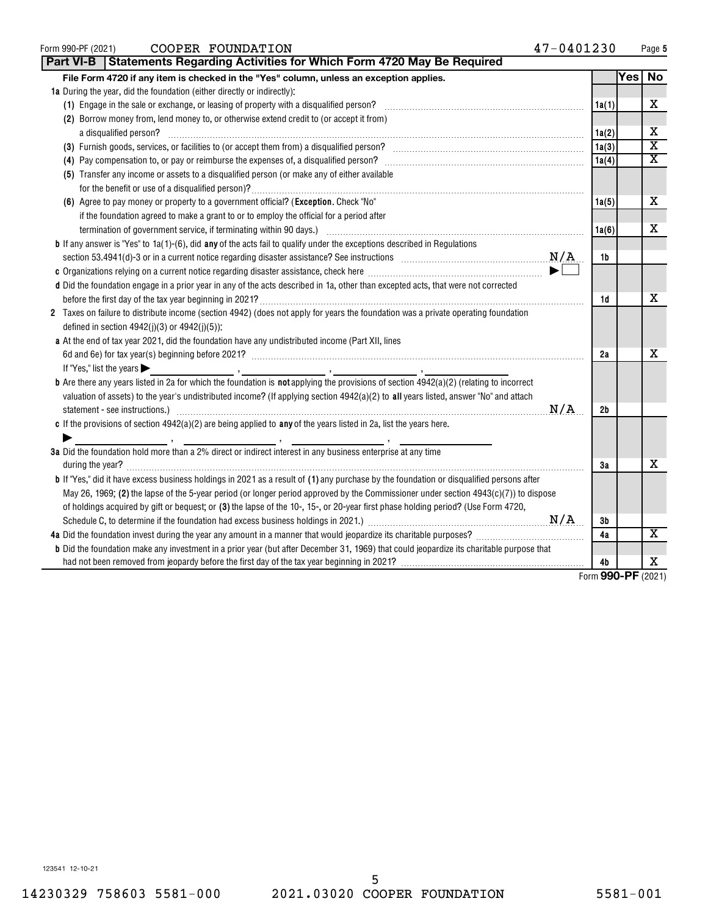Form 990-PF (2021) COOPER FOUNDATION 47-0401230

## Part VI-B Statements Regarding Activities for Which Form 4720 May Be Required

| File Form 4720 if any item is checked in the "Yes" column, unless an exception applies. | | Yes | No |
|---|---|---|---|
| **1a** During the year, did the foundation (either directly or indirectly): | | | |
| (1) Engage in the sale or exchange, or leasing of property with a disqualified person? | 1a(1) | | X |
| (2) Borrow money from, lend money to, or otherwise extend credit to (or accept it from) a disqualified person? | 1a(2) | | X |
| (3) Furnish goods, services, or facilities to (or accept them from) a disqualified person? | 1a(3) | | X |
| (4) Pay compensation to, or pay or reimburse the expenses of, a disqualified person? | 1a(4) | | X |
| (5) Transfer any income or assets to a disqualified person (or make any of either available for the benefit or use of a disqualified person)? | 1a(5) | | X |
| (6) Agree to pay money or property to a government official? (**Exception.** Check "No" if the foundation agreed to make a grant to or to employ the official for a period after termination of government service, if terminating within 90 days.) | 1a(6) | | X |
| **b** If any answer is "Yes" to 1a(1)-(6), did **any** of the acts fail to qualify under the exceptions described in Regulations section 53.4941(d)-3 or in a current notice regarding disaster assistance? See instructions N/A | 1b | | |
| **c** Organizations relying on a current notice regarding disaster assistance, check here ▶ ☐ | | | |
| **d** Did the foundation engage in a prior year in any of the acts described in 1a, other than excepted acts, that were not corrected before the first day of the tax year beginning in 2021? | 1d | | X |
| **2** Taxes on failure to distribute income (section 4942) (does not apply for years the foundation was a private operating foundation defined in section 4942(j)(3) or 4942(j)(5)): | | | |
| **a** At the end of tax year 2021, did the foundation have any undistributed income (Part XII, lines 6d and 6e) for tax year(s) beginning before 2021? | 2a | | X |
| If "Yes," list the years ▶ ______ , ______ , ______ , ______ | | | |
| **b** Are there any years listed in 2a for which the foundation is **not** applying the provisions of section 4942(a)(2) (relating to incorrect valuation of assets) to the year's undistributed income? (If applying section 4942(a)(2) to **all** years listed, answer "No" and attach statement - see instructions.) N/A | 2b | | |
| **c** If the provisions of section 4942(a)(2) are being applied to **any** of the years listed in 2a, list the years here. ▶ ______ , ______ , ______ , ______ | | | |
| **3a** Did the foundation hold more than a 2% direct or indirect interest in any business enterprise at any time during the year? | 3a | | X |
| **b** If "Yes," did it have excess business holdings in 2021 as a result of **(1)** any purchase by the foundation or disqualified persons after May 26, 1969; **(2)** the lapse of the 5-year period (or longer period approved by the Commissioner under section 4943(c)(7)) to dispose of holdings acquired by gift or bequest; or **(3)** the lapse of the 10-, 15-, or 20-year first phase holding period? (Use Form 4720, Schedule C, to determine if the foundation had excess business holdings in 2021.) N/A | 3b | | |
| **4a** Did the foundation invest during the year any amount in a manner that would jeopardize its charitable purposes? | 4a | | X |
| **b** Did the foundation make any investment in a prior year (but after December 31, 1969) that could jeopardize its charitable purpose that had not been removed from jeopardy before the first day of the tax year beginning in 2021? | 4b | | X |

Form **990-PF** (2021)

123541 12-10-21

14230329 758603 5581-000 2021.03020 COOPER FOUNDATION 5581-001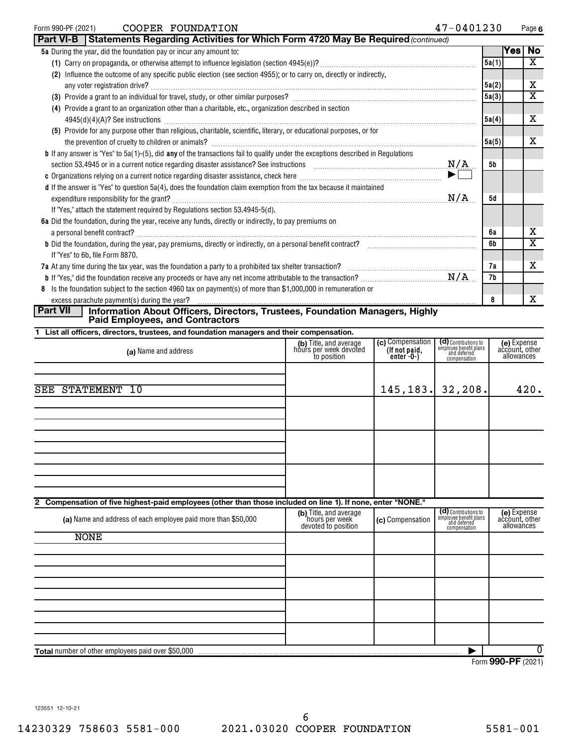Form 990-PF (2021) COOPER FOUNDATION 47-0401230 Page 6

## Part VI-B Statements Regarding Activities for Which Form 4720 May Be Required *(continued)*

| | | Yes | No |
|---|---|---|---|
| **5a** During the year, did the foundation pay or incur any amount to: | | | |
| (1) Carry on propaganda, or otherwise attempt to influence legislation (section 4945(e))? | 5a(1) | | X |
| (2) Influence the outcome of any specific public election (see section 4955); or to carry on, directly or indirectly, any voter registration drive? | 5a(2) | | X |
| (3) Provide a grant to an individual for travel, study, or other similar purposes? | 5a(3) | | X |
| (4) Provide a grant to an organization other than a charitable, etc., organization described in section 4945(d)(4)(A)? See instructions | 5a(4) | | X |
| (5) Provide for any purpose other than religious, charitable, scientific, literary, or educational purposes, or for the prevention of cruelty to children or animals? | 5a(5) | | X |
| **b** If any answer is "Yes" to 5a(1)-(5), did **any** of the transactions fail to qualify under the exceptions described in Regulations section 53.4945 or in a current notice regarding disaster assistance? See instructions N/A | 5b | | |
| **c** Organizations relying on a current notice regarding disaster assistance, check here ▶ ☐ | | | |
| **d** If the answer is "Yes" to question 5a(4), does the foundation claim exemption from the tax because it maintained expenditure responsibility for the grant? N/A | 5d | | |
| If "Yes," attach the statement required by Regulations section 53.4945-5(d). | | | |
| **6a** Did the foundation, during the year, receive any funds, directly or indirectly, to pay premiums on a personal benefit contract? | 6a | | X |
| **b** Did the foundation, during the year, pay premiums, directly or indirectly, on a personal benefit contract? | 6b | | X |
| If "Yes" to 6b, file Form 8870. | | | |
| **7a** At any time during the tax year, was the foundation a party to a prohibited tax shelter transaction? | 7a | | X |
| **b** If "Yes," did the foundation receive any proceeds or have any net income attributable to the transaction? N/A | 7b | | |
| **8** Is the foundation subject to the section 4960 tax on payment(s) of more than $1,000,000 in remuneration or excess parachute payment(s) during the year? | 8 | | X |

## Part VII Information About Officers, Directors, Trustees, Foundation Managers, Highly Paid Employees, and Contractors

**1 List all officers, directors, trustees, and foundation managers and their compensation.**

| (a) Name and address | (b) Title, and average hours per week devoted to position | (c) Compensation (If not paid, enter -0-) | (d) Contributions to employee benefit plans and deferred compensation | (e) Expense account, other allowances |
|---|---|---|---|---|
| SEE STATEMENT 10 | | 145,183. | 32,208. | 420. |

**2 Compensation of five highest-paid employees (other than those included on line 1). If none, enter "NONE."**

| (a) Name and address of each employee paid more than $50,000 | (b) Title, and average hours per week devoted to position | (c) Compensation | (d) Contributions to employee benefit plans and deferred compensation | (e) Expense account, other allowances |
|---|---|---|---|---|
| NONE | | | | |

**Total** number of other employees paid over $50,000 ▶ 0

Form **990-PF** (2021)

123551 12-10-21

14230329 758603 5581-000 2021.03020 COOPER FOUNDATION 5581-001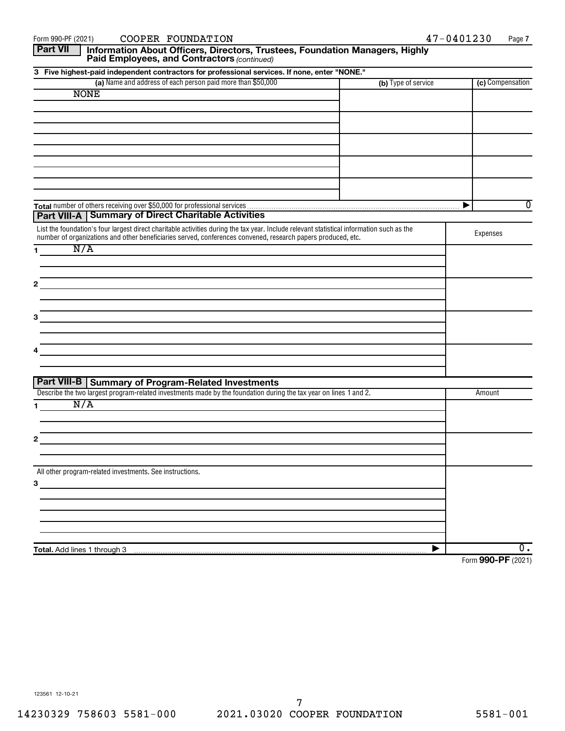Form 990-PF (2021) COOPER FOUNDATION 47-0401230 Page 7

## Part VII Information About Officers, Directors, Trustees, Foundation Managers, Highly Paid Employees, and Contractors *(continued)*

**3 Five highest-paid independent contractors for professional services. If none, enter "NONE."**

| (a) Name and address of each person paid more than $50,000 | (b) Type of service | (c) Compensation |
|---|---|---|
| NONE | | |
| | | |
| | | |
| | | |
| | | |

**Total** number of others receiving over $50,000 for professional services ▶ 0

## Part VIII-A Summary of Direct Charitable Activities

| List the foundation's four largest direct charitable activities during the tax year. Include relevant statistical information such as the number of organizations and other beneficiaries served, conferences convened, research papers produced, etc. | Expenses |
|---|---|
| 1 N/A | |
| 2 | |
| 3 | |
| 4 | |

## Part VIII-B Summary of Program-Related Investments

| Describe the two largest program-related investments made by the foundation during the tax year on lines 1 and 2. | Amount |
|---|---|
| 1 N/A | |
| 2 | |
| All other program-related investments. See instructions. | |
| 3 | |
| **Total.** Add lines 1 through 3 ▶ | 0. |

Form **990-PF** (2021)

123561 12-10-21

14230329 758603 5581-000 2021.03020 COOPER FOUNDATION 5581-001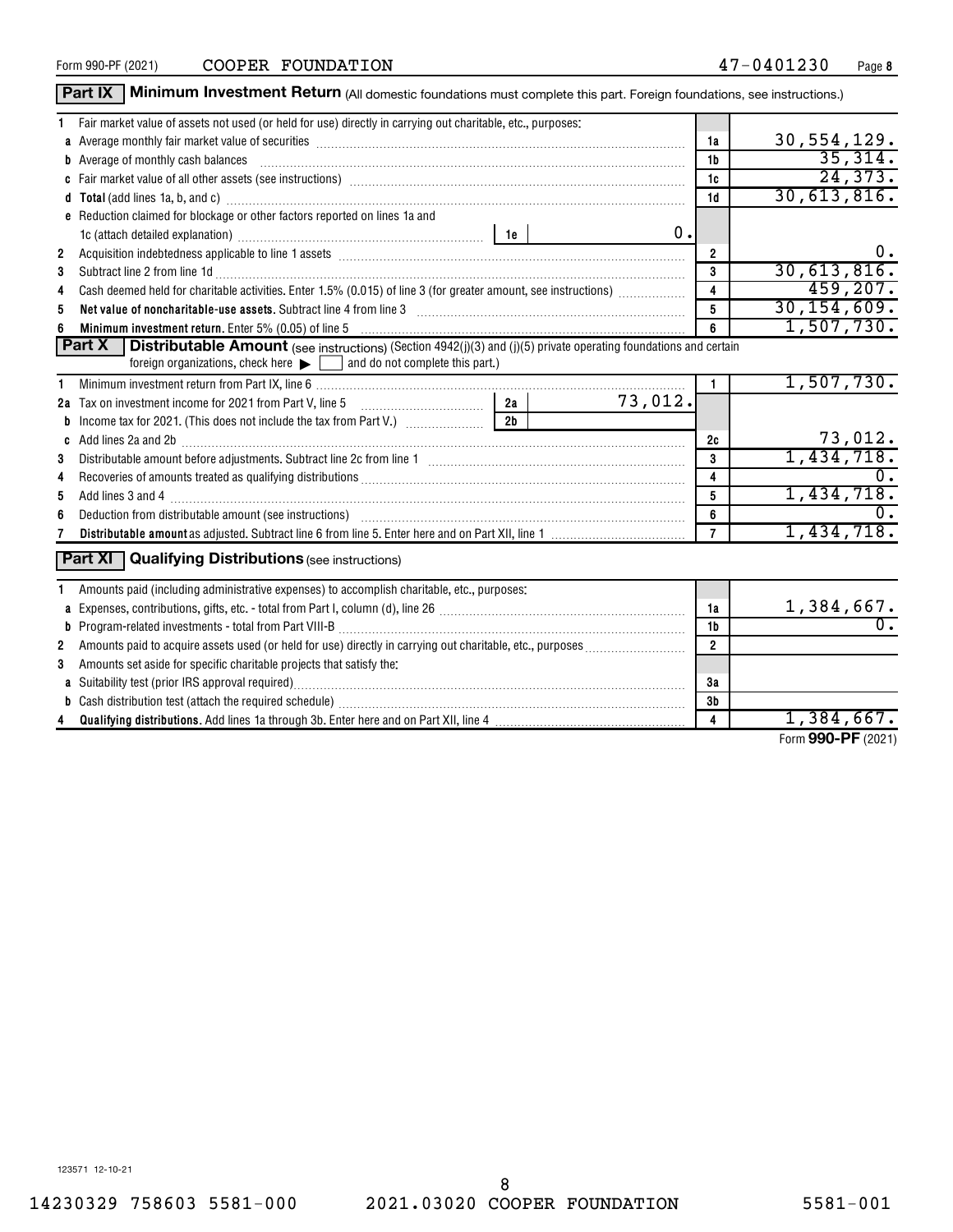Form 990-PF (2021) COOPER FOUNDATION 47-0401230 Page 8

## Part IX Minimum Investment Return (All domestic foundations must complete this part. Foreign foundations, see instructions.)

| | | | | |
|---|---|---|---|---|
| 1 | Fair market value of assets not used (or held for use) directly in carrying out charitable, etc., purposes: | | | |
| a | Average monthly fair market value of securities | | 1a | 30,554,129. |
| b | Average of monthly cash balances | | 1b | 35,314. |
| c | Fair market value of all other assets (see instructions) | | 1c | 24,373. |
| d | **Total** (add lines 1a, b, and c) | | 1d | 30,613,816. |
| e | Reduction claimed for blockage or other factors reported on lines 1a and 1c (attach detailed explanation) | 1e 0. | | |
| 2 | Acquisition indebtedness applicable to line 1 assets | | 2 | 0. |
| 3 | Subtract line 2 from line 1d | | 3 | 30,613,816. |
| 4 | Cash deemed held for charitable activities. Enter 1.5% (0.015) of line 3 (for greater amount, see instructions) | | 4 | 459,207. |
| 5 | **Net value of noncharitable-use assets.** Subtract line 4 from line 3 | | 5 | 30,154,609. |
| 6 | **Minimum investment return.** Enter 5% (0.05) of line 5 | | 6 | 1,507,730. |

## Part X Distributable Amount (see instructions) (Section 4942(j)(3) and (j)(5) private operating foundations and certain foreign organizations, check here ▶ ☐ and do not complete this part.)

| | | | | |
|---|---|---|---|---|
| 1 | Minimum investment return from Part IX, line 6 | | 1 | 1,507,730. |
| 2a | Tax on investment income for 2021 from Part V, line 5 | 2a 73,012. | | |
| b | Income tax for 2021. (This does not include the tax from Part V.) | 2b | | |
| c | Add lines 2a and 2b | | 2c | 73,012. |
| 3 | Distributable amount before adjustments. Subtract line 2c from line 1 | | 3 | 1,434,718. |
| 4 | Recoveries of amounts treated as qualifying distributions | | 4 | 0. |
| 5 | Add lines 3 and 4 | | 5 | 1,434,718. |
| 6 | Deduction from distributable amount (see instructions) | | 6 | 0. |
| 7 | **Distributable amount** as adjusted. Subtract line 6 from line 5. Enter here and on Part XII, line 1 | | 7 | 1,434,718. |

## Part XI Qualifying Distributions (see instructions)

| | | | |
|---|---|---|---|
| 1 | Amounts paid (including administrative expenses) to accomplish charitable, etc., purposes: | | |
| a | Expenses, contributions, gifts, etc. - total from Part I, column (d), line 26 | 1a | 1,384,667. |
| b | Program-related investments - total from Part VIII-B | 1b | 0. |
| 2 | Amounts paid to acquire assets used (or held for use) directly in carrying out charitable, etc., purposes | 2 | |
| 3 | Amounts set aside for specific charitable projects that satisfy the: | | |
| a | Suitability test (prior IRS approval required) | 3a | |
| b | Cash distribution test (attach the required schedule) | 3b | |
| 4 | **Qualifying distributions.** Add lines 1a through 3b. Enter here and on Part XII, line 4 | 4 | 1,384,667. |

Form **990-PF** (2021)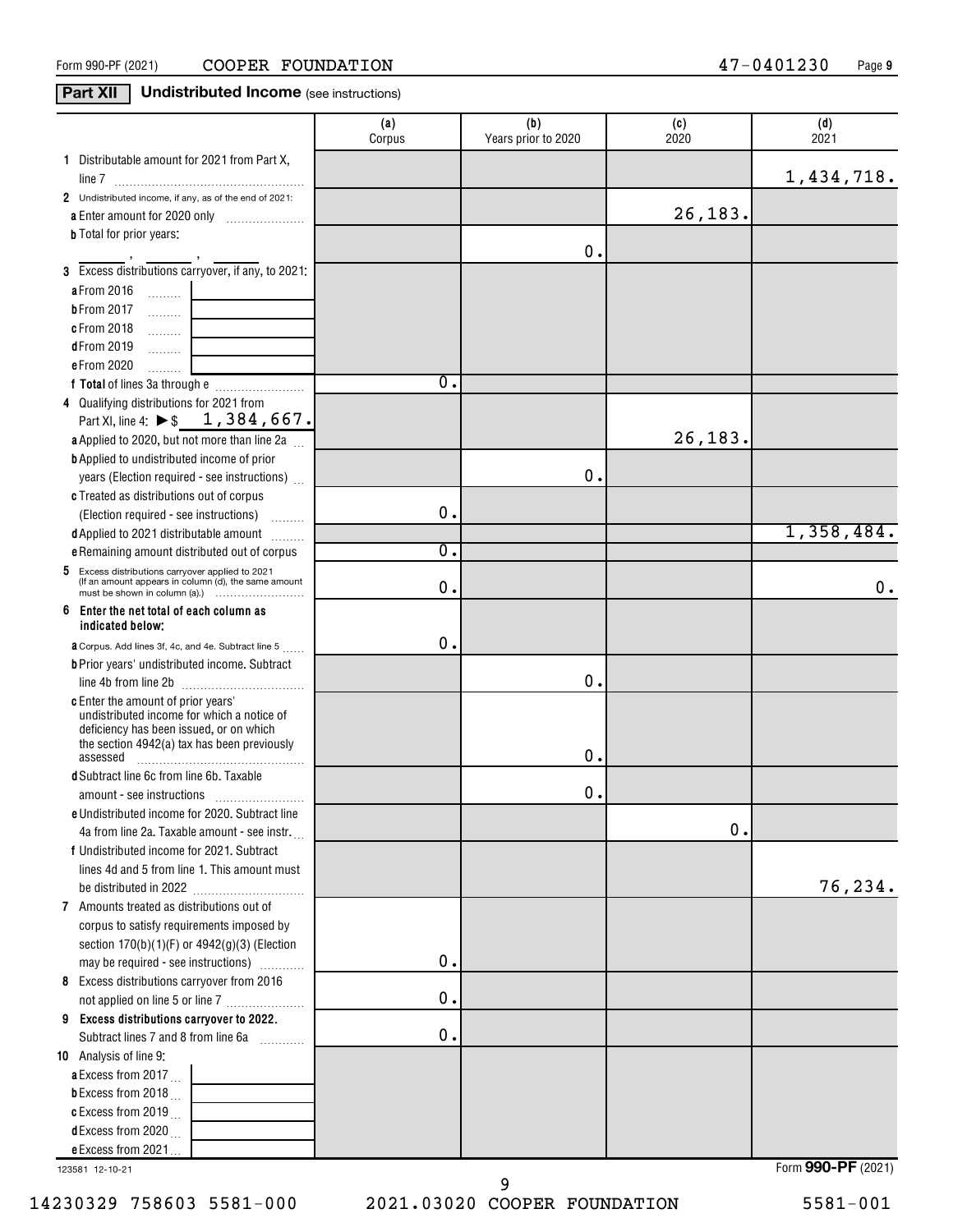Form 990-PF (2021) COOPER FOUNDATION 47-0401230

## Part XII Undistributed Income (see instructions)

| | (a) Corpus | (b) Years prior to 2020 | (c) 2020 | (d) 2021 |
|---|---|---|---|---|
| **1** Distributable amount for 2021 from Part X, line 7 | | | | 1,434,718. |
| **2** Undistributed income, if any, as of the end of 2021: | | | | |
| **a** Enter amount for 2020 only | | | 26,183. | |
| **b** Total for prior years: ___ , ___ , ___ | | 0. | | |
| **3** Excess distributions carryover, if any, to 2021: | | | | |
| **a** From 2016 | | | | |
| **b** From 2017 | | | | |
| **c** From 2018 | | | | |
| **d** From 2019 | | | | |
| **e** From 2020 | | | | |
| **f Total** of lines 3a through e | 0. | | | |
| **4** Qualifying distributions for 2021 from Part XI, line 4: ▶ $ 1,384,667. | | | | |
| **a** Applied to 2020, but not more than line 2a | | | 26,183. | |
| **b** Applied to undistributed income of prior years (Election required - see instructions) | | 0. | | |
| **c** Treated as distributions out of corpus (Election required - see instructions) | 0. | | | |
| **d** Applied to 2021 distributable amount | | | | 1,358,484. |
| **e** Remaining amount distributed out of corpus | 0. | | | |
| **5** Excess distributions carryover applied to 2021 (If an amount appears in column (d), the same amount must be shown in column (a).) | 0. | | | 0. |
| **6 Enter the net total of each column as indicated below:** | | | | |
| **a** Corpus. Add lines 3f, 4c, and 4e. Subtract line 5 | 0. | | | |
| **b** Prior years' undistributed income. Subtract line 4b from line 2b | | 0. | | |
| **c** Enter the amount of prior years' undistributed income for which a notice of deficiency has been issued, or on which the section 4942(a) tax has been previously assessed | | 0. | | |
| **d** Subtract line 6c from line 6b. Taxable amount - see instructions | | 0. | | |
| **e** Undistributed income for 2020. Subtract line 4a from line 2a. Taxable amount - see instr. | | | 0. | |
| **f** Undistributed income for 2021. Subtract lines 4d and 5 from line 1. This amount must be distributed in 2022 | | | | 76,234. |
| **7** Amounts treated as distributions out of corpus to satisfy requirements imposed by section 170(b)(1)(F) or 4942(g)(3) (Election may be required - see instructions) | 0. | | | |
| **8** Excess distributions carryover from 2016 not applied on line 5 or line 7 | 0. | | | |
| **9 Excess distributions carryover to 2022.** Subtract lines 7 and 8 from line 6a | 0. | | | |
| **10** Analysis of line 9: | | | | |
| **a** Excess from 2017 | | | | |
| **b** Excess from 2018 | | | | |
| **c** Excess from 2019 | | | | |
| **d** Excess from 2020 | | | | |
| **e** Excess from 2021 | | | | |

123581 12-10-21

Form **990-PF** (2021)

14230329 758603 5581-000 2021.03020 COOPER FOUNDATION 5581-001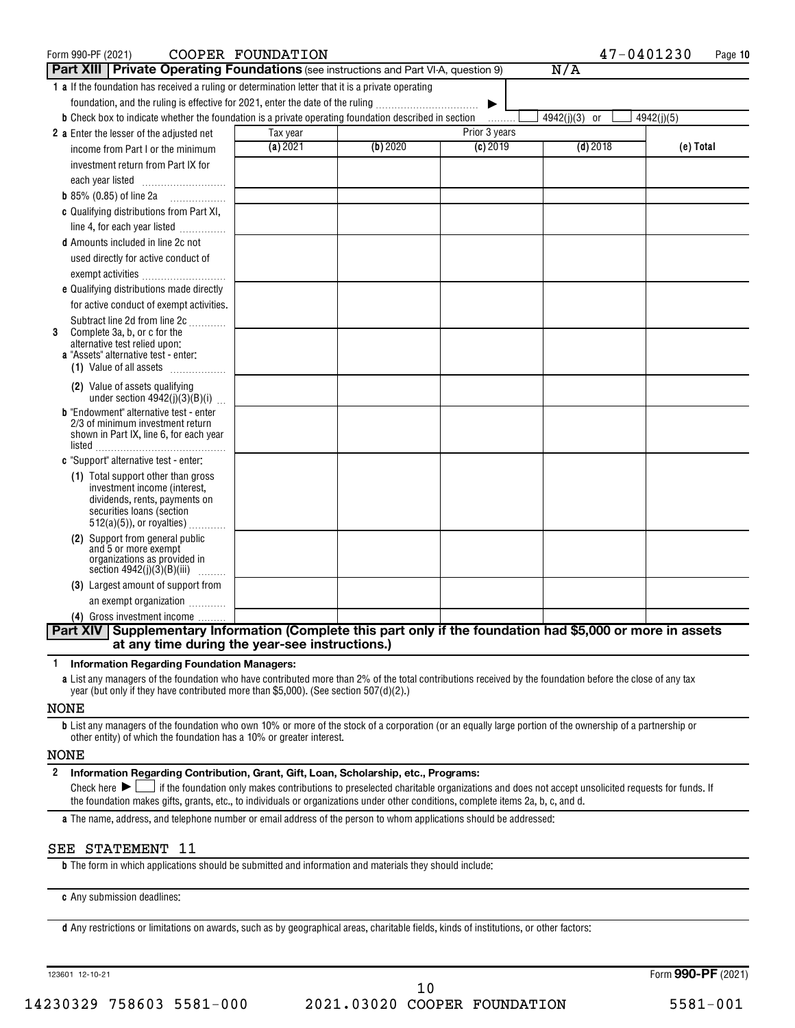Form 990-PF (2021) COOPER FOUNDATION 47-0401230

## Part XIII | Private Operating Foundations (see instructions and Part VI-A, question 9) N/A

**1 a** If the foundation has received a ruling or determination letter that it is a private operating foundation, and the ruling is effective for 2021, enter the date of the ruling ▶

**b** Check box to indicate whether the foundation is a private operating foundation described in section ☐ 4942(j)(3) or ☐ 4942(j)(5)

| | Tax year | Prior 3 years | | | |
|---|---|---|---|---|---|
| | (a) 2021 | (b) 2020 | (c) 2019 | (d) 2018 | (e) Total |
| **2 a** Enter the lesser of the adjusted net income from Part I or the minimum investment return from Part IX for each year listed | | | | | |
| **b** 85% (0.85) of line 2a | | | | | |
| **c** Qualifying distributions from Part XI, line 4, for each year listed | | | | | |
| **d** Amounts included in line 2c not used directly for active conduct of exempt activities | | | | | |
| **e** Qualifying distributions made directly for active conduct of exempt activities. Subtract line 2d from line 2c | | | | | |
| **3** Complete 3a, b, or c for the alternative test relied upon: **a** "Assets" alternative test - enter: (1) Value of all assets | | | | | |
| (2) Value of assets qualifying under section 4942(j)(3)(B)(i) | | | | | |
| **b** "Endowment" alternative test - enter 2/3 of minimum investment return shown in Part IX, line 6, for each year listed | | | | | |
| **c** "Support" alternative test - enter: (1) Total support other than gross investment income (interest, dividends, rents, payments on securities loans (section 512(a)(5)), or royalties) | | | | | |
| (2) Support from general public and 5 or more exempt organizations as provided in section 4942(j)(3)(B)(iii) | | | | | |
| (3) Largest amount of support from an exempt organization | | | | | |
| (4) Gross investment income | | | | | |

## Part XIV | Supplementary Information (Complete this part only if the foundation had $5,000 or more in assets at any time during the year-see instructions.)

**1 Information Regarding Foundation Managers:**

**a** List any managers of the foundation who have contributed more than 2% of the total contributions received by the foundation before the close of any tax year (but only if they have contributed more than $5,000). (See section 507(d)(2).)

NONE

**b** List any managers of the foundation who own 10% or more of the stock of a corporation (or an equally large portion of the ownership of a partnership or other entity) of which the foundation has a 10% or greater interest.

NONE

**2 Information Regarding Contribution, Grant, Gift, Loan, Scholarship, etc., Programs:**

Check here ▶ ☐ if the foundation only makes contributions to preselected charitable organizations and does not accept unsolicited requests for funds. If the foundation makes gifts, grants, etc., to individuals or organizations under other conditions, complete items 2a, b, c, and d.

**a** The name, address, and telephone number or email address of the person to whom applications should be addressed:

SEE STATEMENT 11

**b** The form in which applications should be submitted and information and materials they should include:

**c** Any submission deadlines:

**d** Any restrictions or limitations on awards, such as by geographical areas, charitable fields, kinds of institutions, or other factors:

123601 12-10-21 Form 990-PF (2021)

14230329 758603 5581-000 2021.03020 COOPER FOUNDATION 5581-001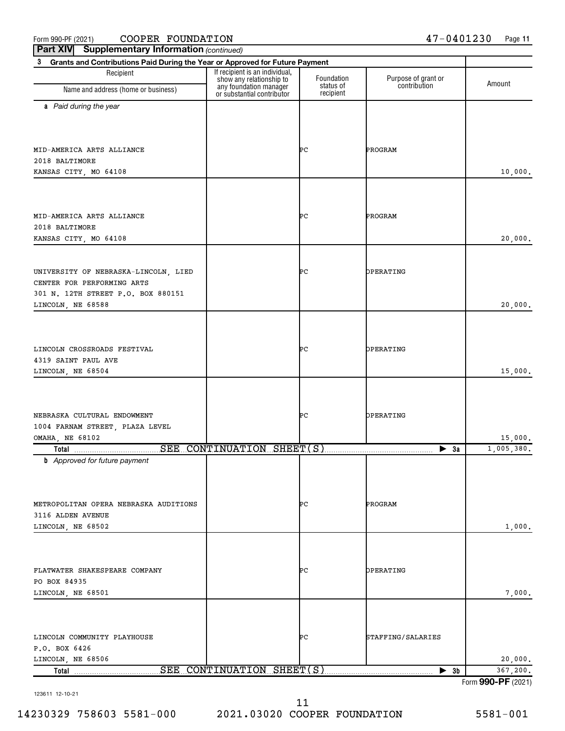Form 990-PF (2021) COOPER FOUNDATION 47-0401230 Page 11

**Part XIV Supplementary Information** *(continued)*

**3 Grants and Contributions Paid During the Year or Approved for Future Payment**

| Recipient Name and address (home or business) | If recipient is an individual, show any relationship to any foundation manager or substantial contributor | Foundation status of recipient | Purpose of grant or contribution | Amount |
|---|---|---|---|---|
| ***a** Paid during the year* | | | | |
| MID-AMERICA ARTS ALLIANCE<br>2018 BALTIMORE<br>KANSAS CITY, MO 64108 | | PC | PROGRAM | 10,000. |
| MID-AMERICA ARTS ALLIANCE<br>2018 BALTIMORE<br>KANSAS CITY, MO 64108 | | PC | PROGRAM | 20,000. |
| UNIVERSITY OF NEBRASKA-LINCOLN, LIED CENTER FOR PERFORMING ARTS<br>301 N. 12TH STREET P.O. BOX 880151<br>LINCOLN, NE 68588 | | PC | OPERATING | 20,000. |
| LINCOLN CROSSROADS FESTIVAL<br>4319 SAINT PAUL AVE<br>LINCOLN, NE 68504 | | PC | OPERATING | 15,000. |
| NEBRASKA CULTURAL ENDOWMENT<br>1004 FARNAM STREET, PLAZA LEVEL<br>OMAHA, NE 68102 | | PC | OPERATING | 15,000. |
| **Total** SEE CONTINUATION SHEET(S) | | | ▶ **3a** | 1,005,380. |
| ***b** Approved for future payment* | | | | |
| METROPOLITAN OPERA NEBRASKA AUDITIONS<br>3116 ALDEN AVENUE<br>LINCOLN, NE 68502 | | PC | PROGRAM | 1,000. |
| FLATWATER SHAKESPEARE COMPANY<br>PO BOX 84935<br>LINCOLN, NE 68501 | | PC | OPERATING | 7,000. |
| LINCOLN COMMUNITY PLAYHOUSE<br>P.O. BOX 6426<br>LINCOLN, NE 68506 | | PC | STAFFING/SALARIES | 20,000. |
| **Total** SEE CONTINUATION SHEET(S) | | | ▶ **3b** | 367,200. |

Form **990-PF** (2021)

123611 12-10-21

14230329 758603 5581-000 2021.03020 COOPER FOUNDATION 5581-001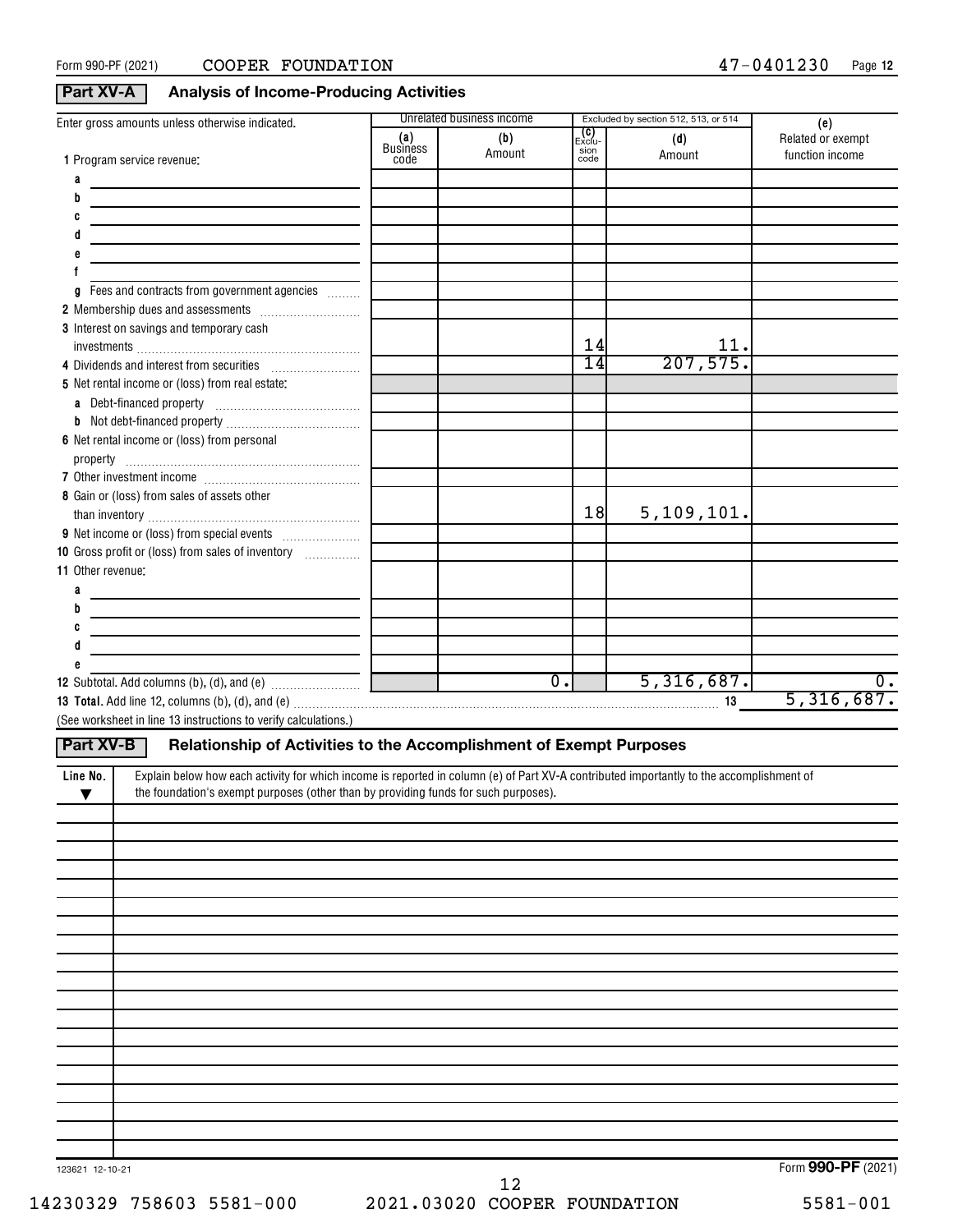Form 990-PF (2021) COOPER FOUNDATION 47-0401230

## Part XV-A Analysis of Income-Producing Activities

| Enter gross amounts unless otherwise indicated. | Unrelated business income | | Excluded by section 512, 513, or 514 | | (e) |
|---|---|---|---|---|---|
| | (a) Business code | (b) Amount | (c) Exclusion code | (d) Amount | Related or exempt function income |
| 1 Program service revenue: | | | | | |
| a | | | | | |
| b | | | | | |
| c | | | | | |
| d | | | | | |
| e | | | | | |
| f | | | | | |
| g Fees and contracts from government agencies | | | | | |
| 2 Membership dues and assessments | | | | | |
| 3 Interest on savings and temporary cash investments | | | 14 | 11. | |
| 4 Dividends and interest from securities | | | 14 | 207,575. | |
| 5 Net rental income or (loss) from real estate: | | | | | |
| a Debt-financed property | | | | | |
| b Not debt-financed property | | | | | |
| 6 Net rental income or (loss) from personal property | | | | | |
| 7 Other investment income | | | | | |
| 8 Gain or (loss) from sales of assets other than inventory | | | 18 | 5,109,101. | |
| 9 Net income or (loss) from special events | | | | | |
| 10 Gross profit or (loss) from sales of inventory | | | | | |
| 11 Other revenue: | | | | | |
| a | | | | | |
| b | | | | | |
| c | | | | | |
| d | | | | | |
| e | | | | | |
| 12 Subtotal. Add columns (b), (d), and (e) | | 0. | | 5,316,687. | 0. |

**13 Total.** Add line 12, columns (b), (d), and (e) ..... 13 5,316,687.

(See worksheet in line 13 instructions to verify calculations.)

## Part XV-B Relationship of Activities to the Accomplishment of Exempt Purposes

| Line No. ▼ | Explain below how each activity for which income is reported in column (e) of Part XV-A contributed importantly to the accomplishment of the foundation's exempt purposes (other than by providing funds for such purposes). |
|---|---|
| | |

123621 12-10-21

Form **990-PF** (2021)

14230329 758603 5581-000 2021.03020 COOPER FOUNDATION 5581-001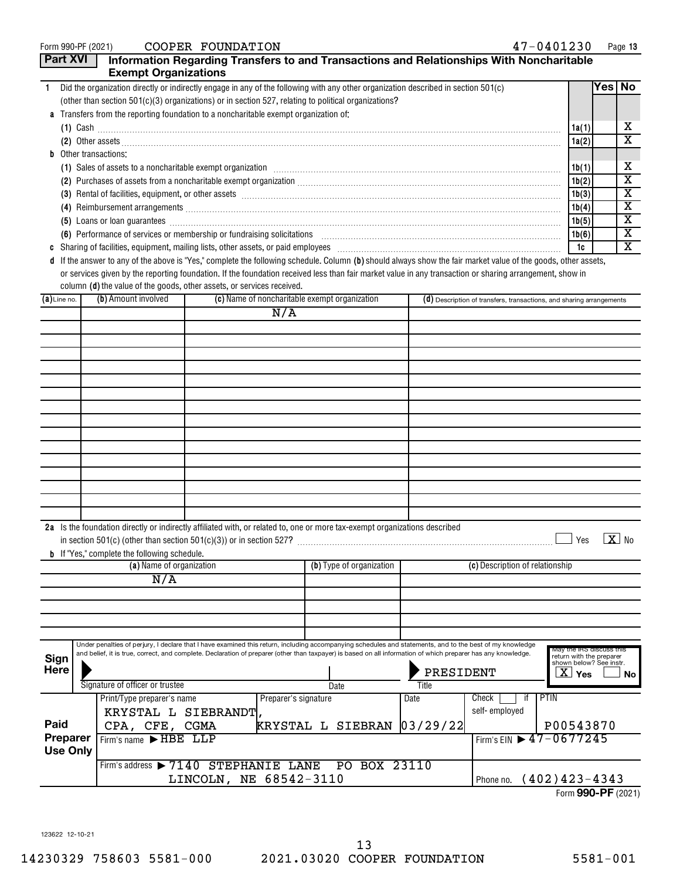Form 990-PF (2021) COOPER FOUNDATION 47-0401230 Page 13

## Part XVI Information Regarding Transfers to and Transactions and Relationships With Noncharitable Exempt Organizations

| | | | Yes | No |
|---|---|---|---|---|
| 1 | Did the organization directly or indirectly engage in any of the following with any other organization described in section 501(c) (other than section 501(c)(3) organizations) or in section 527, relating to political organizations? | | | |
| a | Transfers from the reporting foundation to a noncharitable exempt organization of: | | | |
| | (1) Cash | 1a(1) | | X |
| | (2) Other assets | 1a(2) | | X |
| b | Other transactions: | | | |
| | (1) Sales of assets to a noncharitable exempt organization | 1b(1) | | X |
| | (2) Purchases of assets from a noncharitable exempt organization | 1b(2) | | X |
| | (3) Rental of facilities, equipment, or other assets | 1b(3) | | X |
| | (4) Reimbursement arrangements | 1b(4) | | X |
| | (5) Loans or loan guarantees | 1b(5) | | X |
| | (6) Performance of services or membership or fundraising solicitations | 1b(6) | | X |
| c | Sharing of facilities, equipment, mailing lists, other assets, or paid employees | 1c | | X |

d If the answer to any of the above is "Yes," complete the following schedule. Column **(b)** should always show the fair market value of the goods, other assets, or services given by the reporting foundation. If the foundation received less than fair market value in any transaction or sharing arrangement, show in column **(d)** the value of the goods, other assets, or services received.

| (a) Line no. | (b) Amount involved | (c) Name of noncharitable exempt organization | (d) Description of transfers, transactions, and sharing arrangements |
|---|---|---|---|
| | | N/A | |

2a Is the foundation directly or indirectly affiliated with, or related to, one or more tax-exempt organizations described in section 501(c) (other than section 501(c)(3)) or in section 527? ☐ Yes ☒ No

b If "Yes," complete the following schedule.

| (a) Name of organization | (b) Type of organization | (c) Description of relationship |
|---|---|---|
| N/A | | |

**Sign Here**

Under penalties of perjury, I declare that I have examined this return, including accompanying schedules and statements, and to the best of my knowledge and belief, it is true, correct, and complete. Declaration of preparer (other than taxpayer) is based on all information of which preparer has any knowledge.

Signature of officer or trustee | Date | Title: PRESIDENT

May the IRS discuss this return with the preparer shown below? See instr. ☒ Yes ☐ No

**Paid Preparer Use Only**

| Print/Type preparer's name | Preparer's signature | Date | Check ☐ if self-employed | PTIN |
|---|---|---|---|---|
| KRYSTAL L SIEBRANDT, CPA, CFE, CGMA | KRYSTAL L SIEBRAN | 03/29/22 | | P00543870 |

Firm's name ▶ HBE LLP — Firm's EIN ▶ 47-0677245

Firm's address ▶ 7140 STEPHANIE LANE PO BOX 23110, LINCOLN, NE 68542-3110 — Phone no. (402)423-4343

Form **990-PF** (2021)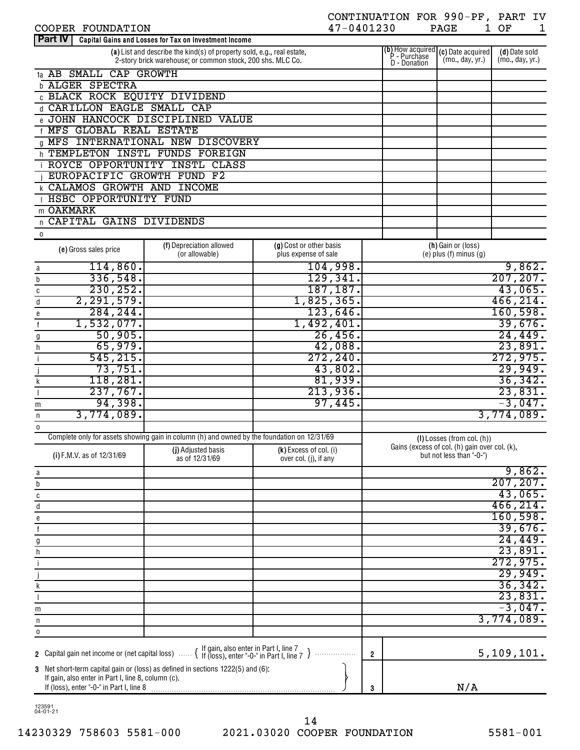COOPER FOUNDATION 47-0401230

CONTINUATION FOR 990-PF, PART IV

## Part IV Capital Gains and Losses for Tax on Investment Income

| | (a) List and describe the kind(s) of property sold, e.g., real estate, 2-story brick warehouse; or common stock, 200 shs. MLC Co. | (b) How acquired P - Purchase D - Donation | (c) Date acquired (mo., day, yr.) | (d) Date sold (mo., day, yr.) |
|---|---|---|---|---|
| 1a | AB SMALL CAP GROWTH | | | |
| b | ALGER SPECTRA | | | |
| c | BLACK ROCK EQUITY DIVIDEND | | | |
| d | CARILLON EAGLE SMALL CAP | | | |
| e | JOHN HANCOCK DISCIPLINED VALUE | | | |
| f | MFS GLOBAL REAL ESTATE | | | |
| g | MFS INTERNATIONAL NEW DISCOVERY | | | |
| h | TEMPLETON INSTL FUNDS FOREIGN | | | |
| i | ROYCE OPPORTUNITY INSTL CLASS | | | |
| j | EUROPACIFIC GROWTH FUND F2 | | | |
| k | CALAMOS GROWTH AND INCOME | | | |
| l | HSBC OPPORTUNITY FUND | | | |
| m | OAKMARK | | | |
| n | CAPITAL GAINS DIVIDENDS | | | |
| o | | | | |

| | (e) Gross sales price | (f) Depreciation allowed (or allowable) | (g) Cost or other basis plus expense of sale | (h) Gain or (loss) (e) plus (f) minus (g) |
|---|---|---|---|---|
| a | 114,860. | | 104,998. | 9,862. |
| b | 336,548. | | 129,341. | 207,207. |
| c | 230,252. | | 187,187. | 43,065. |
| d | 2,291,579. | | 1,825,365. | 466,214. |
| e | 284,244. | | 123,646. | 160,598. |
| f | 1,532,077. | | 1,492,401. | 39,676. |
| g | 50,905. | | 26,456. | 24,449. |
| h | 65,979. | | 42,088. | 23,891. |
| i | 545,215. | | 272,240. | 272,975. |
| j | 73,751. | | 43,802. | 29,949. |
| k | 118,281. | | 81,939. | 36,342. |
| l | 237,767. | | 213,936. | 23,831. |
| m | 94,398. | | 97,445. | -3,047. |
| n | 3,774,089. | | | 3,774,089. |
| o | | | | |

Complete only for assets showing gain in column (h) and owned by the foundation on 12/31/69

| | (i) F.M.V. as of 12/31/69 | (j) Adjusted basis as of 12/31/69 | (k) Excess of col. (i) over col. (j), if any | (l) Losses (from col. (h)) Gains (excess of col. (h) gain over col. (k), but not less than "-0-") |
|---|---|---|---|---|
| a | | | | 9,862. |
| b | | | | 207,207. |
| c | | | | 43,065. |
| d | | | | 466,214. |
| e | | | | 160,598. |
| f | | | | 39,676. |
| g | | | | 24,449. |
| h | | | | 23,891. |
| i | | | | 272,975. |
| j | | | | 29,949. |
| k | | | | 36,342. |
| l | | | | 23,831. |
| m | | | | -3,047. |
| n | | | | 3,774,089. |
| o | | | | |

| | | | |
|---|---|---|---|
| 2 | Capital gain net income or (net capital loss) { If gain, also enter in Part I, line 7; If (loss), enter "-0-" in Part I, line 7 } | 2 | 5,109,101. |
| 3 | Net short-term capital gain or (loss) as defined in sections 1222(5) and (6): If gain, also enter in Part I, line 8, column (c). If (loss), enter "-0-" in Part I, line 8 | 3 | N/A |

123591 04-01-21

14230329 758603 5581-000 2021.03020 COOPER FOUNDATION 5581-001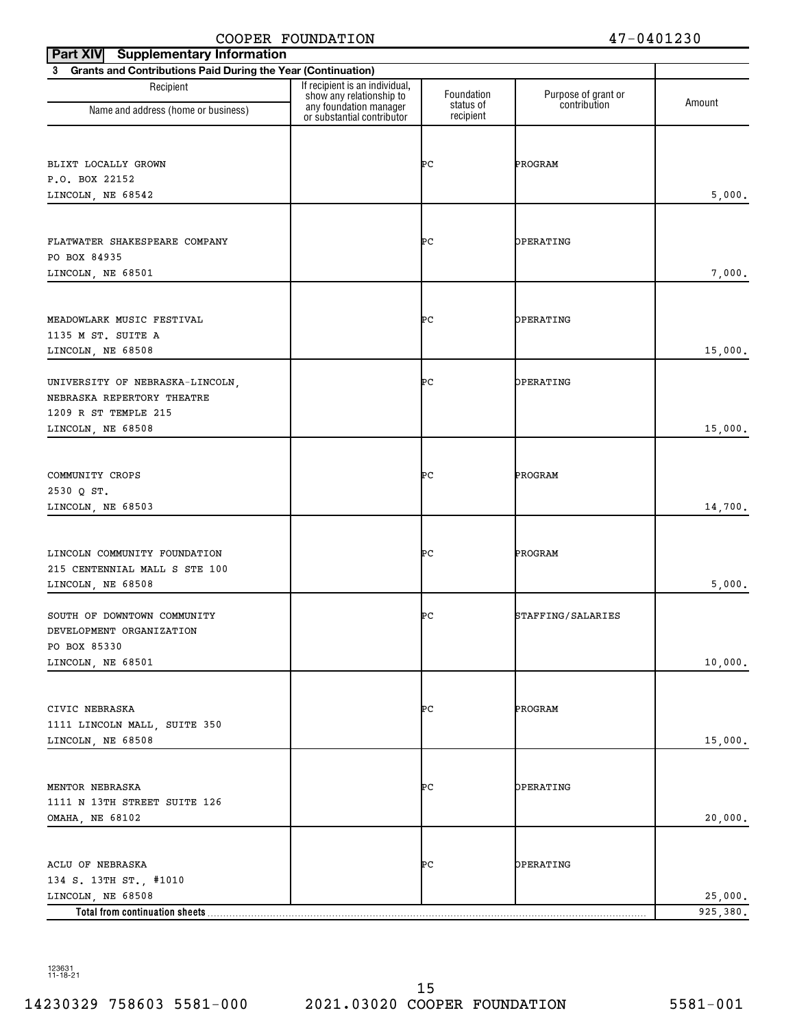COOPER FOUNDATION 47-0401230

**Part XIV Supplementary Information**

**3 Grants and Contributions Paid During the Year (Continuation)**

| Recipient Name and address (home or business) | If recipient is an individual, show any relationship to any foundation manager or substantial contributor | Foundation status of recipient | Purpose of grant or contribution | Amount |
|---|---|---|---|---|
| BLIXT LOCALLY GROWN<br>P.O. BOX 22152<br>LINCOLN, NE 68542 | | PC | PROGRAM | 5,000. |
| FLATWATER SHAKESPEARE COMPANY<br>PO BOX 84935<br>LINCOLN, NE 68501 | | PC | OPERATING | 7,000. |
| MEADOWLARK MUSIC FESTIVAL<br>1135 M ST. SUITE A<br>LINCOLN, NE 68508 | | PC | OPERATING | 15,000. |
| UNIVERSITY OF NEBRASKA-LINCOLN, NEBRASKA REPERTORY THEATRE<br>1209 R ST TEMPLE 215<br>LINCOLN, NE 68508 | | PC | OPERATING | 15,000. |
| COMMUNITY CROPS<br>2530 Q ST.<br>LINCOLN, NE 68503 | | PC | PROGRAM | 14,700. |
| LINCOLN COMMUNITY FOUNDATION<br>215 CENTENNIAL MALL S STE 100<br>LINCOLN, NE 68508 | | PC | PROGRAM | 5,000. |
| SOUTH OF DOWNTOWN COMMUNITY DEVELOPMENT ORGANIZATION<br>PO BOX 85330<br>LINCOLN, NE 68501 | | PC | STAFFING/SALARIES | 10,000. |
| CIVIC NEBRASKA<br>1111 LINCOLN MALL, SUITE 350<br>LINCOLN, NE 68508 | | PC | PROGRAM | 15,000. |
| MENTOR NEBRASKA<br>1111 N 13TH STREET SUITE 126<br>OMAHA, NE 68102 | | PC | OPERATING | 20,000. |
| ACLU OF NEBRASKA<br>134 S. 13TH ST., #1010<br>LINCOLN, NE 68508 | | PC | OPERATING | 25,000. |
| **Total from continuation sheets** | | | | 925,380. |

123631 11-18-21

14230329 758603 5581-000 2021.03020 COOPER FOUNDATION 5581-001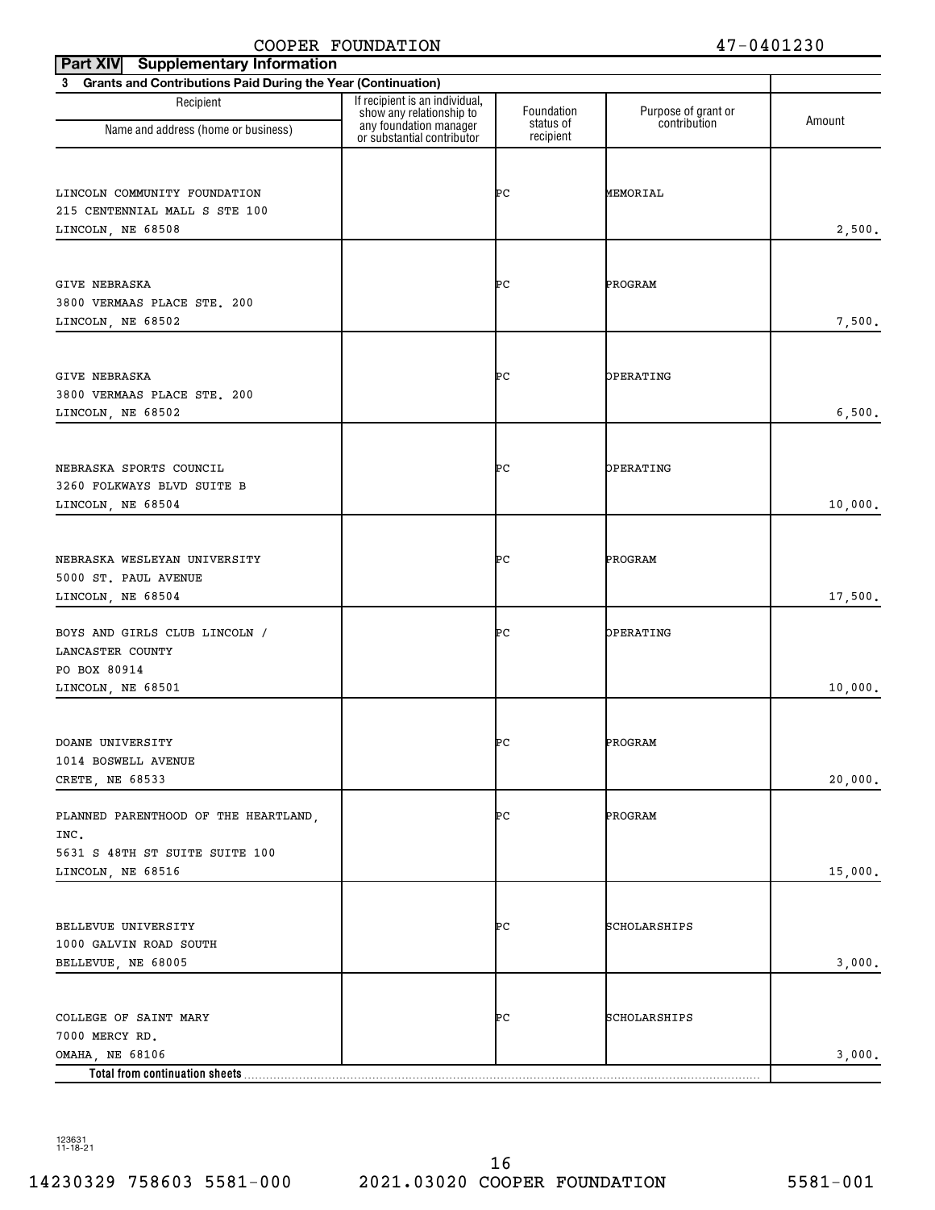COOPER FOUNDATION 47-0401230

**Part XIV Supplementary Information**

**3 Grants and Contributions Paid During the Year (Continuation)**

| Recipient Name and address (home or business) | If recipient is an individual, show any relationship to any foundation manager or substantial contributor | Foundation status of recipient | Purpose of grant or contribution | Amount |
|---|---|---|---|---|
| LINCOLN COMMUNITY FOUNDATION 215 CENTENNIAL MALL S STE 100 LINCOLN, NE 68508 | | PC | MEMORIAL | 2,500. |
| GIVE NEBRASKA 3800 VERMAAS PLACE STE. 200 LINCOLN, NE 68502 | | PC | PROGRAM | 7,500. |
| GIVE NEBRASKA 3800 VERMAAS PLACE STE. 200 LINCOLN, NE 68502 | | PC | OPERATING | 6,500. |
| NEBRASKA SPORTS COUNCIL 3260 FOLKWAYS BLVD SUITE B LINCOLN, NE 68504 | | PC | OPERATING | 10,000. |
| NEBRASKA WESLEYAN UNIVERSITY 5000 ST. PAUL AVENUE LINCOLN, NE 68504 | | PC | PROGRAM | 17,500. |
| BOYS AND GIRLS CLUB LINCOLN / LANCASTER COUNTY PO BOX 80914 LINCOLN, NE 68501 | | PC | OPERATING | 10,000. |
| DOANE UNIVERSITY 1014 BOSWELL AVENUE CRETE, NE 68533 | | PC | PROGRAM | 20,000. |
| PLANNED PARENTHOOD OF THE HEARTLAND, INC. 5631 S 48TH ST SUITE SUITE 100 LINCOLN, NE 68516 | | PC | PROGRAM | 15,000. |
| BELLEVUE UNIVERSITY 1000 GALVIN ROAD SOUTH BELLEVUE, NE 68005 | | PC | SCHOLARSHIPS | 3,000. |
| COLLEGE OF SAINT MARY 7000 MERCY RD. OMAHA, NE 68106 | | PC | SCHOLARSHIPS | 3,000. |
| **Total from continuation sheets** | | | | |

123631 11-18-21

14230329 758603 5581-000 2021.03020 COOPER FOUNDATION 5581-001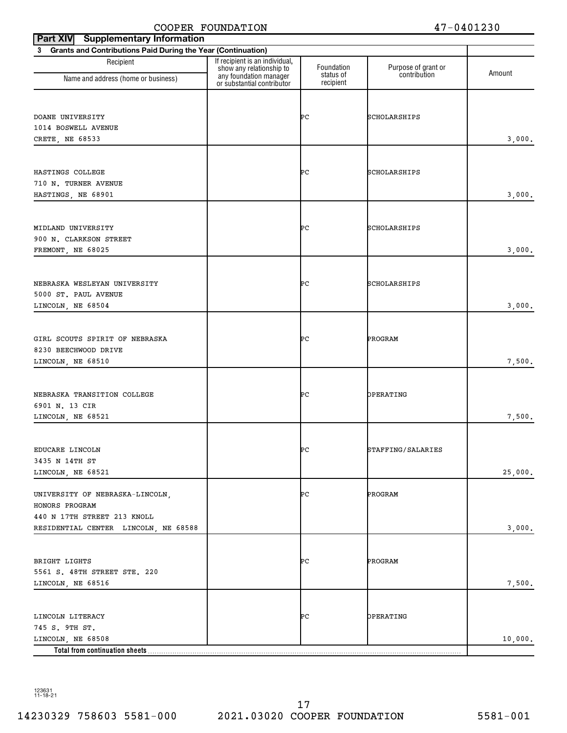COOPER FOUNDATION 47-0401230

**Part XIV Supplementary Information**

**3 Grants and Contributions Paid During the Year (Continuation)**

| Recipient<br>Name and address (home or business) | If recipient is an individual, show any relationship to any foundation manager or substantial contributor | Foundation status of recipient | Purpose of grant or contribution | Amount |
|---|---|---|---|---|
| DOANE UNIVERSITY<br>1014 BOSWELL AVENUE<br>CRETE, NE 68533 | | PC | SCHOLARSHIPS | 3,000. |
| HASTINGS COLLEGE<br>710 N. TURNER AVENUE<br>HASTINGS, NE 68901 | | PC | SCHOLARSHIPS | 3,000. |
| MIDLAND UNIVERSITY<br>900 N. CLARKSON STREET<br>FREMONT, NE 68025 | | PC | SCHOLARSHIPS | 3,000. |
| NEBRASKA WESLEYAN UNIVERSITY<br>5000 ST. PAUL AVENUE<br>LINCOLN, NE 68504 | | PC | SCHOLARSHIPS | 3,000. |
| GIRL SCOUTS SPIRIT OF NEBRASKA<br>8230 BEECHWOOD DRIVE<br>LINCOLN, NE 68510 | | PC | PROGRAM | 7,500. |
| NEBRASKA TRANSITION COLLEGE<br>6901 N. 13 CIR<br>LINCOLN, NE 68521 | | PC | OPERATING | 7,500. |
| EDUCARE LINCOLN<br>3435 N 14TH ST<br>LINCOLN, NE 68521 | | PC | STAFFING/SALARIES | 25,000. |
| UNIVERSITY OF NEBRASKA-LINCOLN,<br>HONORS PROGRAM<br>440 N 17TH STREET 213 KNOLL<br>RESIDENTIAL CENTER LINCOLN, NE 68588 | | PC | PROGRAM | 3,000. |
| BRIGHT LIGHTS<br>5561 S. 48TH STREET STE. 220<br>LINCOLN, NE 68516 | | PC | PROGRAM | 7,500. |
| LINCOLN LITERACY<br>745 S. 9TH ST.<br>LINCOLN, NE 68508 | | PC | OPERATING | 10,000. |
| **Total from continuation sheets** | | | | |

123631
11-18-21

14230329 758603 5581-000 2021.03020 COOPER FOUNDATION 5581-001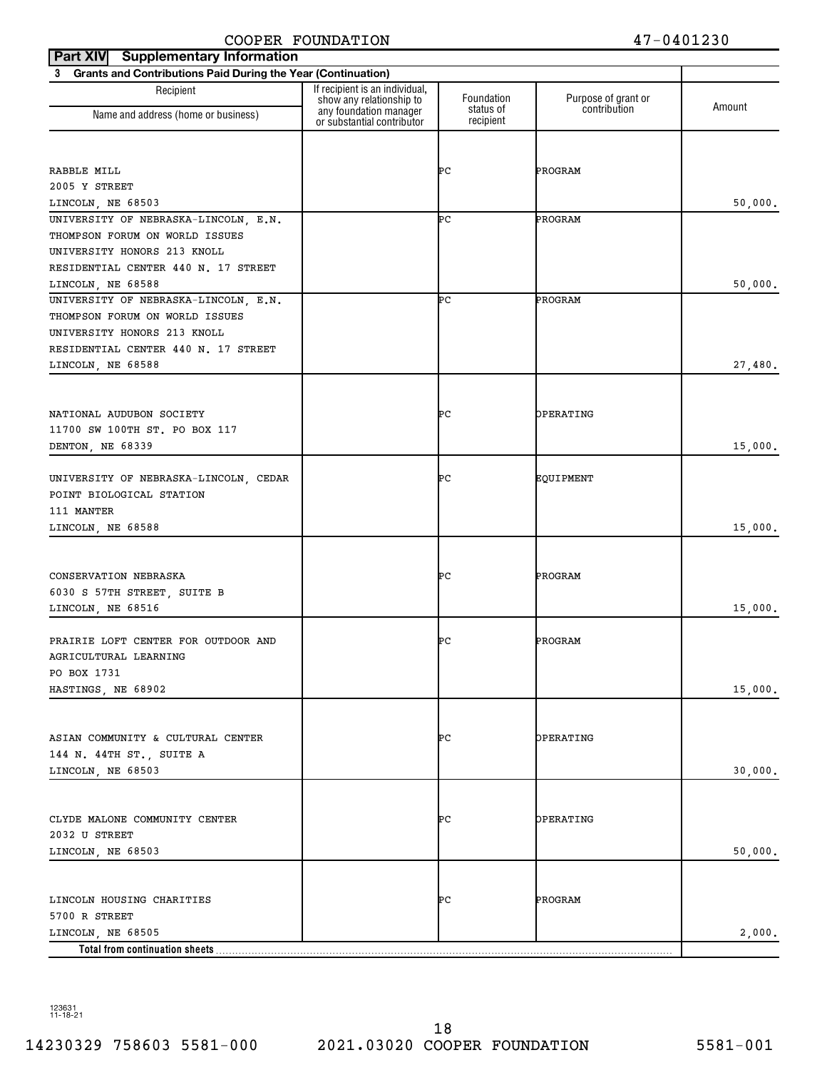COOPER FOUNDATION 47-0401230

**Part XIV Supplementary Information**

**3 Grants and Contributions Paid During the Year (Continuation)**

| Recipient Name and address (home or business) | If recipient is an individual, show any relationship to any foundation manager or substantial contributor | Foundation status of recipient | Purpose of grant or contribution | Amount |
|---|---|---|---|---|
| RABBLE MILL 2005 Y STREET LINCOLN, NE 68503 | | PC | PROGRAM | 50,000. |
| UNIVERSITY OF NEBRASKA-LINCOLN, E.N. THOMPSON FORUM ON WORLD ISSUES UNIVERSITY HONORS 213 KNOLL RESIDENTIAL CENTER 440 N. 17 STREET LINCOLN, NE 68588 | | PC | PROGRAM | 50,000. |
| UNIVERSITY OF NEBRASKA-LINCOLN, E.N. THOMPSON FORUM ON WORLD ISSUES UNIVERSITY HONORS 213 KNOLL RESIDENTIAL CENTER 440 N. 17 STREET LINCOLN, NE 68588 | | PC | PROGRAM | 27,480. |
| NATIONAL AUDUBON SOCIETY 11700 SW 100TH ST. PO BOX 117 DENTON, NE 68339 | | PC | OPERATING | 15,000. |
| UNIVERSITY OF NEBRASKA-LINCOLN, CEDAR POINT BIOLOGICAL STATION 111 MANTER LINCOLN, NE 68588 | | PC | EQUIPMENT | 15,000. |
| CONSERVATION NEBRASKA 6030 S 57TH STREET, SUITE B LINCOLN, NE 68516 | | PC | PROGRAM | 15,000. |
| PRAIRIE LOFT CENTER FOR OUTDOOR AND AGRICULTURAL LEARNING PO BOX 1731 HASTINGS, NE 68902 | | PC | PROGRAM | 15,000. |
| ASIAN COMMUNITY & CULTURAL CENTER 144 N. 44TH ST., SUITE A LINCOLN, NE 68503 | | PC | OPERATING | 30,000. |
| CLYDE MALONE COMMUNITY CENTER 2032 U STREET LINCOLN, NE 68503 | | PC | OPERATING | 50,000. |
| LINCOLN HOUSING CHARITIES 5700 R STREET LINCOLN, NE 68505 | | PC | PROGRAM | 2,000. |
| **Total from continuation sheets** | | | | |

123631 11-18-21

14230329 758603 5581-000 2021.03020 COOPER FOUNDATION 5581-001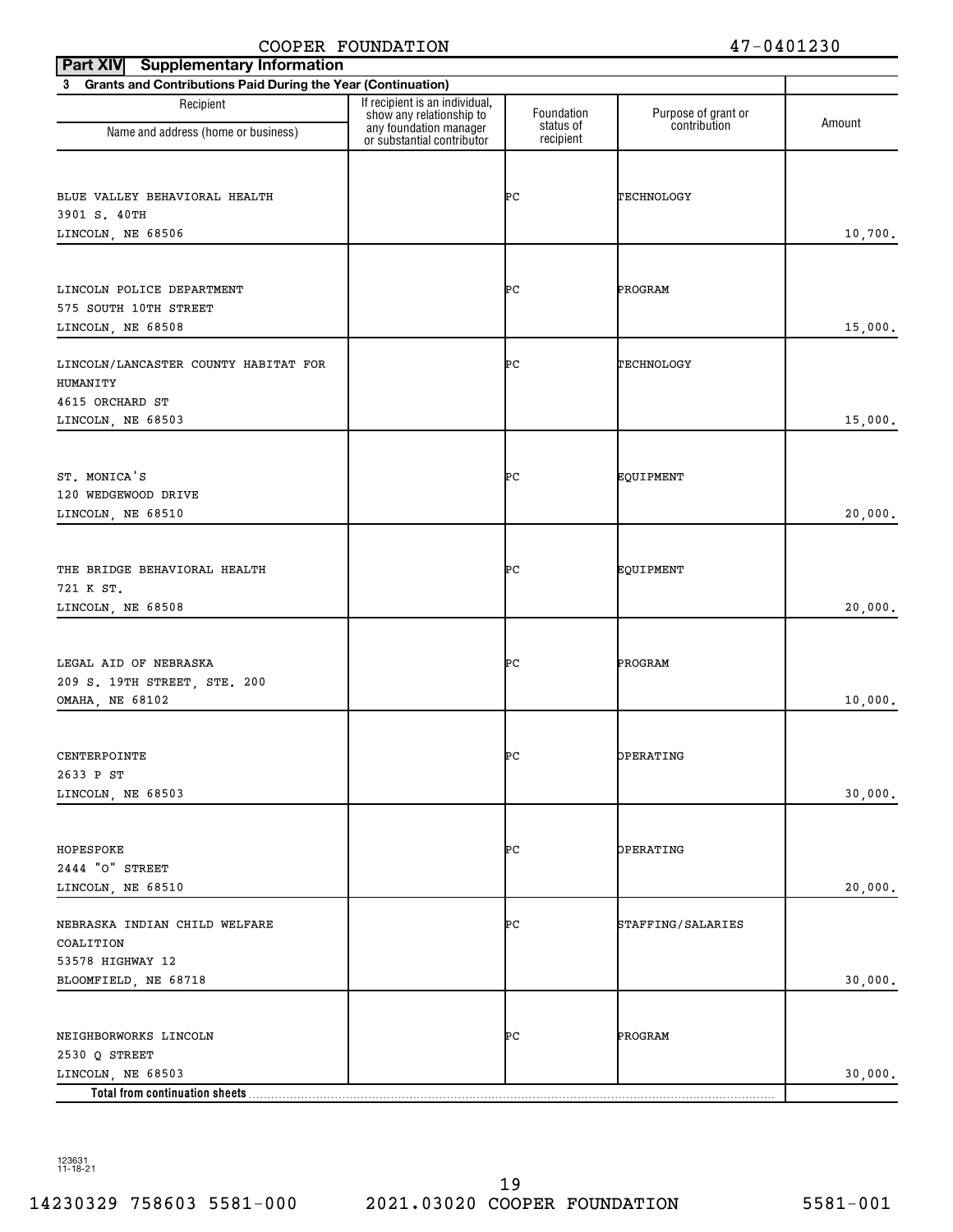COOPER FOUNDATION 47-0401230

**Part XIV Supplementary Information**

**3 Grants and Contributions Paid During the Year (Continuation)**

| Recipient Name and address (home or business) | If recipient is an individual, show any relationship to any foundation manager or substantial contributor | Foundation status of recipient | Purpose of grant or contribution | Amount |
|---|---|---|---|---|
| BLUE VALLEY BEHAVIORAL HEALTH<br>3901 S. 40TH<br>LINCOLN, NE 68506 | | PC | TECHNOLOGY | 10,700. |
| LINCOLN POLICE DEPARTMENT<br>575 SOUTH 10TH STREET<br>LINCOLN, NE 68508 | | PC | PROGRAM | 15,000. |
| LINCOLN/LANCASTER COUNTY HABITAT FOR HUMANITY<br>4615 ORCHARD ST<br>LINCOLN, NE 68503 | | PC | TECHNOLOGY | 15,000. |
| ST. MONICA'S<br>120 WEDGEWOOD DRIVE<br>LINCOLN, NE 68510 | | PC | EQUIPMENT | 20,000. |
| THE BRIDGE BEHAVIORAL HEALTH<br>721 K ST.<br>LINCOLN, NE 68508 | | PC | EQUIPMENT | 20,000. |
| LEGAL AID OF NEBRASKA<br>209 S. 19TH STREET, STE. 200<br>OMAHA, NE 68102 | | PC | PROGRAM | 10,000. |
| CENTERPOINTE<br>2633 P ST<br>LINCOLN, NE 68503 | | PC | OPERATING | 30,000. |
| HOPESPOKE<br>2444 "O" STREET<br>LINCOLN, NE 68510 | | PC | OPERATING | 20,000. |
| NEBRASKA INDIAN CHILD WELFARE COALITION<br>53578 HIGHWAY 12<br>BLOOMFIELD, NE 68718 | | PC | STAFFING/SALARIES | 30,000. |
| NEIGHBORWORKS LINCOLN<br>2530 Q STREET<br>LINCOLN, NE 68503 | | PC | PROGRAM | 30,000. |
| **Total from continuation sheets** | | | | |

123631 11-18-21

14230329 758603 5581-000 2021.03020 COOPER FOUNDATION 5581-001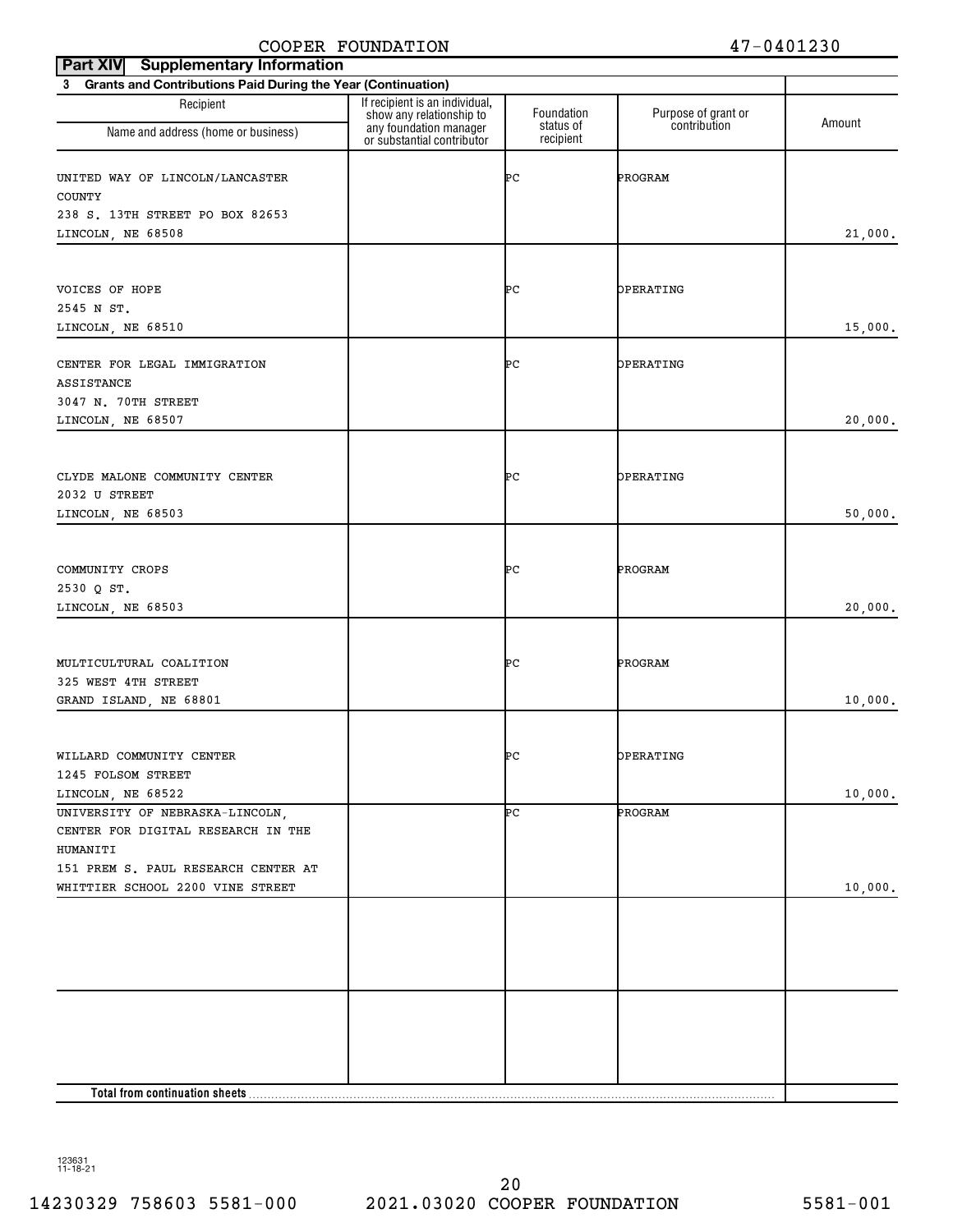COOPER FOUNDATION 47-0401230

**Part XIV Supplementary Information**

**3 Grants and Contributions Paid During the Year (Continuation)**

| Recipient Name and address (home or business) | If recipient is an individual, show any relationship to any foundation manager or substantial contributor | Foundation status of recipient | Purpose of grant or contribution | Amount |
|---|---|---|---|---|
| UNITED WAY OF LINCOLN/LANCASTER COUNTY 238 S. 13TH STREET PO BOX 82653 LINCOLN, NE 68508 | | PC | PROGRAM | 21,000. |
| VOICES OF HOPE 2545 N ST. LINCOLN, NE 68510 | | PC | OPERATING | 15,000. |
| CENTER FOR LEGAL IMMIGRATION ASSISTANCE 3047 N. 70TH STREET LINCOLN, NE 68507 | | PC | OPERATING | 20,000. |
| CLYDE MALONE COMMUNITY CENTER 2032 U STREET LINCOLN, NE 68503 | | PC | OPERATING | 50,000. |
| COMMUNITY CROPS 2530 Q ST. LINCOLN, NE 68503 | | PC | PROGRAM | 20,000. |
| MULTICULTURAL COALITION 325 WEST 4TH STREET GRAND ISLAND, NE 68801 | | PC | PROGRAM | 10,000. |
| WILLARD COMMUNITY CENTER 1245 FOLSOM STREET LINCOLN, NE 68522 | | PC | OPERATING | 10,000. |
| UNIVERSITY OF NEBRASKA-LINCOLN, CENTER FOR DIGITAL RESEARCH IN THE HUMANITI 151 PREM S. PAUL RESEARCH CENTER AT WHITTIER SCHOOL 2200 VINE STREET | | PC | PROGRAM | 10,000. |
| | | | | |
| | | | | |
| **Total from continuation sheets** | | | | |

123631 11-18-21

14230329 758603 5581-000 2021.03020 COOPER FOUNDATION 5581-001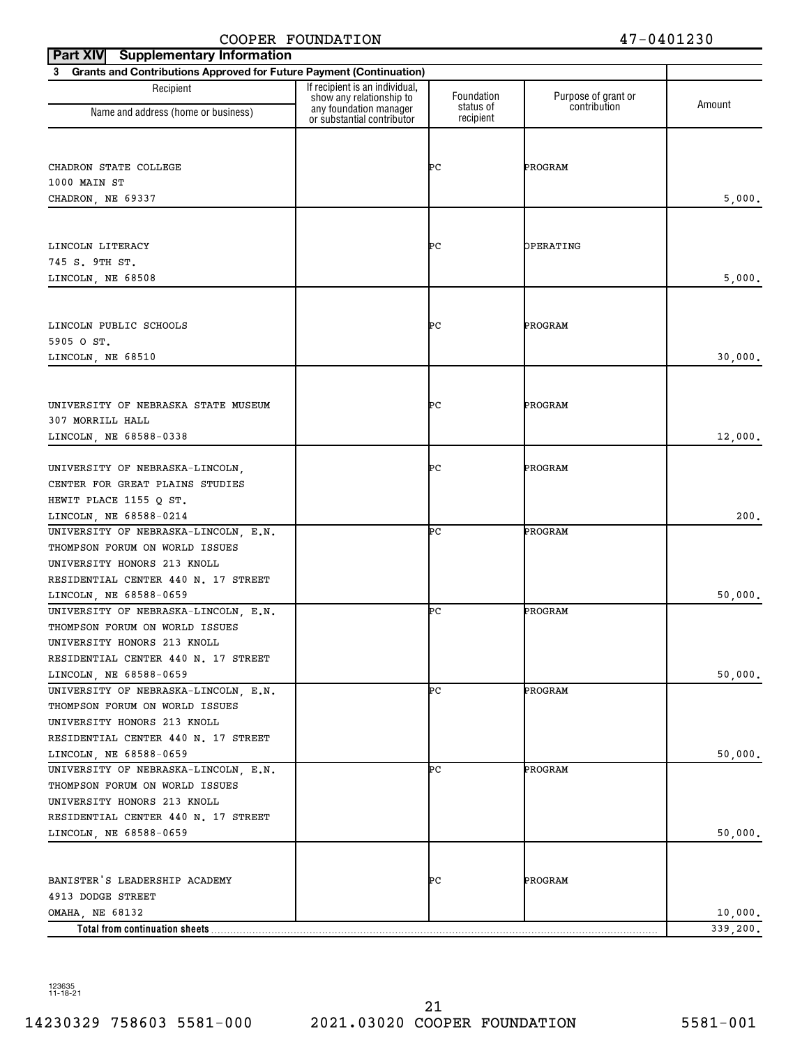COOPER FOUNDATION 47-0401230

**Part XIV Supplementary Information**

**3 Grants and Contributions Approved for Future Payment (Continuation)**

| Recipient Name and address (home or business) | If recipient is an individual, show any relationship to any foundation manager or substantial contributor | Foundation status of recipient | Purpose of grant or contribution | Amount |
|---|---|---|---|---|
| CHADRON STATE COLLEGE<br>1000 MAIN ST<br>CHADRON, NE 69337 | | PC | PROGRAM | 5,000. |
| LINCOLN LITERACY<br>745 S. 9TH ST.<br>LINCOLN, NE 68508 | | PC | OPERATING | 5,000. |
| LINCOLN PUBLIC SCHOOLS<br>5905 O ST.<br>LINCOLN, NE 68510 | | PC | PROGRAM | 30,000. |
| UNIVERSITY OF NEBRASKA STATE MUSEUM<br>307 MORRILL HALL<br>LINCOLN, NE 68588-0338 | | PC | PROGRAM | 12,000. |
| UNIVERSITY OF NEBRASKA-LINCOLN,<br>CENTER FOR GREAT PLAINS STUDIES<br>HEWIT PLACE 1155 Q ST.<br>LINCOLN, NE 68588-0214 | | PC | PROGRAM | 200. |
| UNIVERSITY OF NEBRASKA-LINCOLN, E.N.<br>THOMPSON FORUM ON WORLD ISSUES<br>UNIVERSITY HONORS 213 KNOLL<br>RESIDENTIAL CENTER 440 N. 17 STREET<br>LINCOLN, NE 68588-0659 | | PC | PROGRAM | 50,000. |
| UNIVERSITY OF NEBRASKA-LINCOLN, E.N.<br>THOMPSON FORUM ON WORLD ISSUES<br>UNIVERSITY HONORS 213 KNOLL<br>RESIDENTIAL CENTER 440 N. 17 STREET<br>LINCOLN, NE 68588-0659 | | PC | PROGRAM | 50,000. |
| UNIVERSITY OF NEBRASKA-LINCOLN, E.N.<br>THOMPSON FORUM ON WORLD ISSUES<br>UNIVERSITY HONORS 213 KNOLL<br>RESIDENTIAL CENTER 440 N. 17 STREET<br>LINCOLN, NE 68588-0659 | | PC | PROGRAM | 50,000. |
| UNIVERSITY OF NEBRASKA-LINCOLN, E.N.<br>THOMPSON FORUM ON WORLD ISSUES<br>UNIVERSITY HONORS 213 KNOLL<br>RESIDENTIAL CENTER 440 N. 17 STREET<br>LINCOLN, NE 68588-0659 | | PC | PROGRAM | 50,000. |
| BANISTER'S LEADERSHIP ACADEMY<br>4913 DODGE STREET<br>OMAHA, NE 68132 | | PC | PROGRAM | 10,000. |
| **Total from continuation sheets** | | | | 339,200. |

123635
11-18-21

14230329 758603 5581-000 2021.03020 COOPER FOUNDATION 5581-001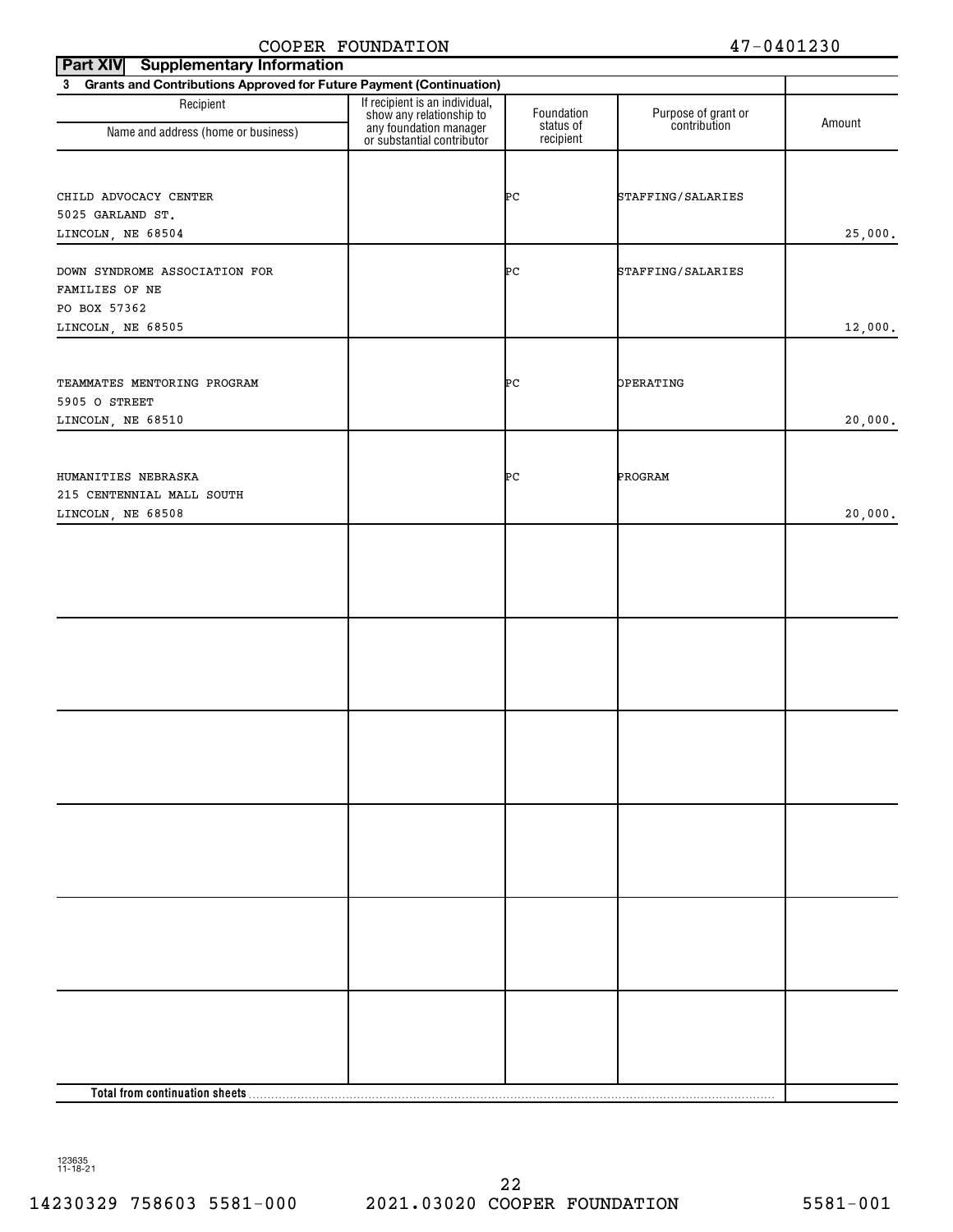COOPER FOUNDATION 47-0401230

**Part XIV Supplementary Information**

**3 Grants and Contributions Approved for Future Payment (Continuation)**

| Recipient Name and address (home or business) | If recipient is an individual, show any relationship to any foundation manager or substantial contributor | Foundation status of recipient | Purpose of grant or contribution | Amount |
|---|---|---|---|---|
| CHILD ADVOCACY CENTER<br>5025 GARLAND ST.<br>LINCOLN, NE 68504 | | PC | STAFFING/SALARIES | 25,000. |
| DOWN SYNDROME ASSOCIATION FOR FAMILIES OF NE<br>PO BOX 57362<br>LINCOLN, NE 68505 | | PC | STAFFING/SALARIES | 12,000. |
| TEAMMATES MENTORING PROGRAM<br>5905 O STREET<br>LINCOLN, NE 68510 | | PC | OPERATING | 20,000. |
| HUMANITIES NEBRASKA<br>215 CENTENNIAL MALL SOUTH<br>LINCOLN, NE 68508 | | PC | PROGRAM | 20,000. |
| | | | | |
| | | | | |
| | | | | |
| | | | | |
| | | | | |
| | | | | |
| **Total from continuation sheets** | | | | |

123635 11-18-21

14230329 758603 5581-000 2021.03020 COOPER FOUNDATION 5581-001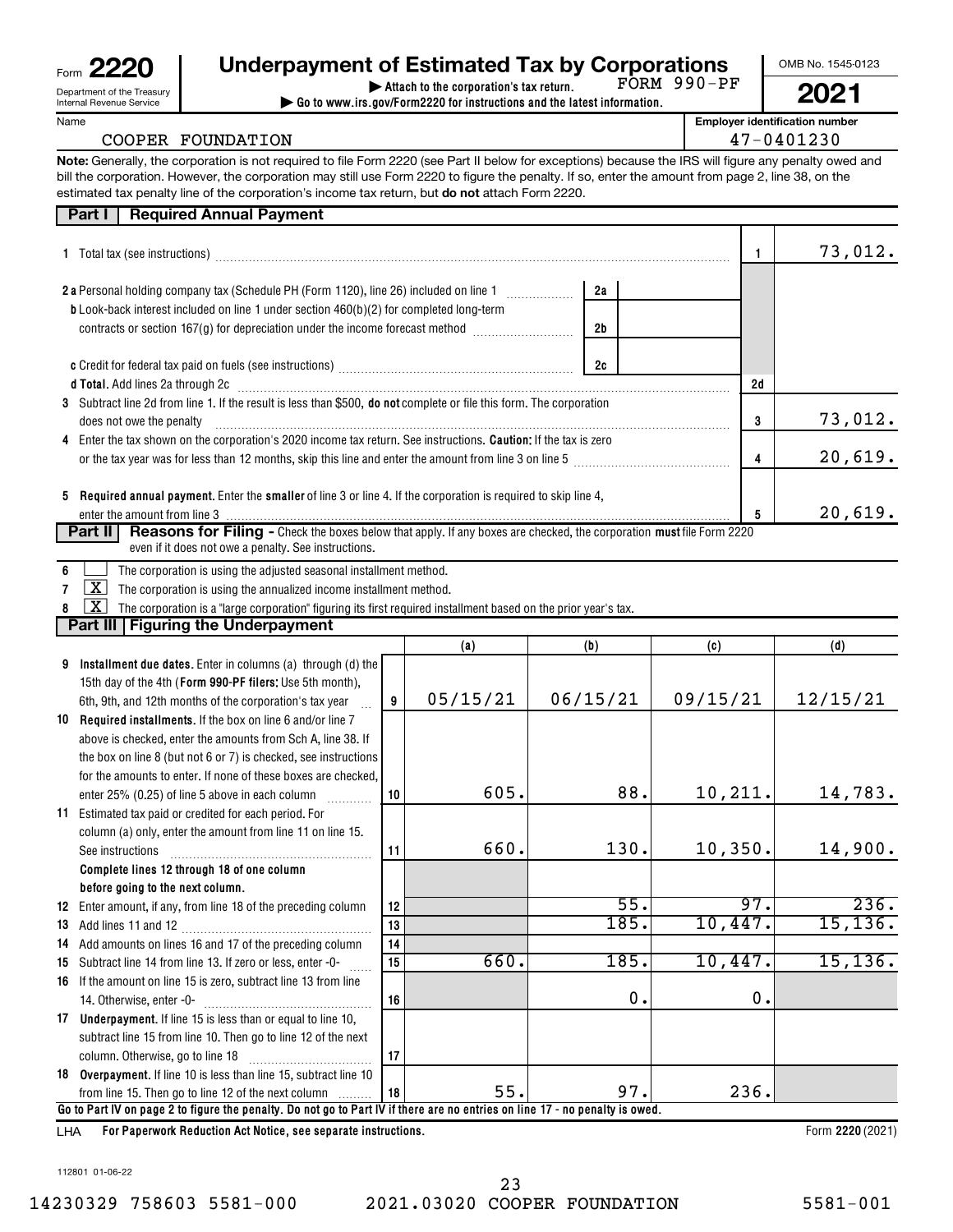Form **2220**

Department of the Treasury
Internal Revenue Service

# Underpayment of Estimated Tax by Corporations

▶ Attach to the corporation's tax return. FORM 990-PF

▶ Go to www.irs.gov/Form2220 for instructions and the latest information.

OMB No. 1545-0123

**2021**

Name: COOPER FOUNDATION

Employer identification number: 47-0401230

**Note:** Generally, the corporation is not required to file Form 2220 (see Part II below for exceptions) because the IRS will figure any penalty owed and bill the corporation. However, the corporation may still use Form 2220 to figure the penalty. If so, enter the amount from page 2, line 38, on the estimated tax penalty line of the corporation's income tax return, but **do not** attach Form 2220.

## Part I Required Annual Payment

| | | | | |
|---|---|---|---|---|
| **1** Total tax (see instructions) | | | 1 | 73,012. |
| **2a** Personal holding company tax (Schedule PH (Form 1120), line 26) included on line 1 | 2a | | | |
| **b** Look-back interest included on line 1 under section 460(b)(2) for completed long-term contracts or section 167(g) for depreciation under the income forecast method | 2b | | | |
| **c** Credit for federal tax paid on fuels (see instructions) | 2c | | | |
| **d Total.** Add lines 2a through 2c | | | 2d | |
| **3** Subtract line 2d from line 1. If the result is less than $500, **do not** complete or file this form. The corporation does not owe the penalty | | | 3 | 73,012. |
| **4** Enter the tax shown on the corporation's 2020 income tax return. See instructions. **Caution:** If the tax is zero or the tax year was for less than 12 months, skip this line and enter the amount from line 3 on line 5 | | | 4 | 20,619. |
| **5 Required annual payment.** Enter the **smaller** of line 3 or line 4. If the corporation is required to skip line 4, enter the amount from line 3 | | | 5 | 20,619. |

## Part II Reasons for Filing - Check the boxes below that apply. If any boxes are checked, the corporation **must** file Form 2220 even if it does not owe a penalty. See instructions.

**6** [ ] The corporation is using the adjusted seasonal installment method.

**7** [X] The corporation is using the annualized income installment method.

**8** [X] The corporation is a "large corporation" figuring its first required installment based on the prior year's tax.

## Part III Figuring the Underpayment

| | | (a) | (b) | (c) | (d) |
|---|---|---|---|---|---|
| **9 Installment due dates.** Enter in columns (a) through (d) the 15th day of the 4th (**Form 990-PF filers:** Use 5th month), 6th, 9th, and 12th months of the corporation's tax year | 9 | 05/15/21 | 06/15/21 | 09/15/21 | 12/15/21 |
| **10 Required installments.** If the box on line 6 and/or line 7 above is checked, enter the amounts from Sch A, line 38. If the box on line 8 (but not 6 or 7) is checked, see instructions for the amounts to enter. If none of these boxes are checked, enter 25% (0.25) of line 5 above in each column | 10 | 605. | 88. | 10,211. | 14,783. |
| **11** Estimated tax paid or credited for each period. For column (a) only, enter the amount from line 11 on line 15. See instructions | 11 | 660. | 130. | 10,350. | 14,900. |
| **Complete lines 12 through 18 of one column before going to the next column.** | | | | | |
| **12** Enter amount, if any, from line 18 of the preceding column | 12 | | 55. | 97. | 236. |
| **13** Add lines 11 and 12 | 13 | | 185. | 10,447. | 15,136. |
| **14** Add amounts on lines 16 and 17 of the preceding column | 14 | | | | |
| **15** Subtract line 14 from line 13. If zero or less, enter -0- | 15 | 660. | 185. | 10,447. | 15,136. |
| **16** If the amount on line 15 is zero, subtract line 13 from line 14. Otherwise, enter -0- | 16 | | 0. | 0. | |
| **17 Underpayment.** If line 15 is less than or equal to line 10, subtract line 15 from line 10. Then go to line 12 of the next column. Otherwise, go to line 18 | 17 | | | | |
| **18 Overpayment.** If line 10 is less than line 15, subtract line 10 from line 15. Then go to line 12 of the next column | 18 | 55. | 97. | 236. | |

**Go to Part IV on page 2 to figure the penalty. Do not go to Part IV if there are no entries on line 17 - no penalty is owed.**

LHA **For Paperwork Reduction Act Notice, see separate instructions.**

Form **2220** (2021)

112801 01-06-22

14230329 758603 5581-000 2021.03020 COOPER FOUNDATION 5581-001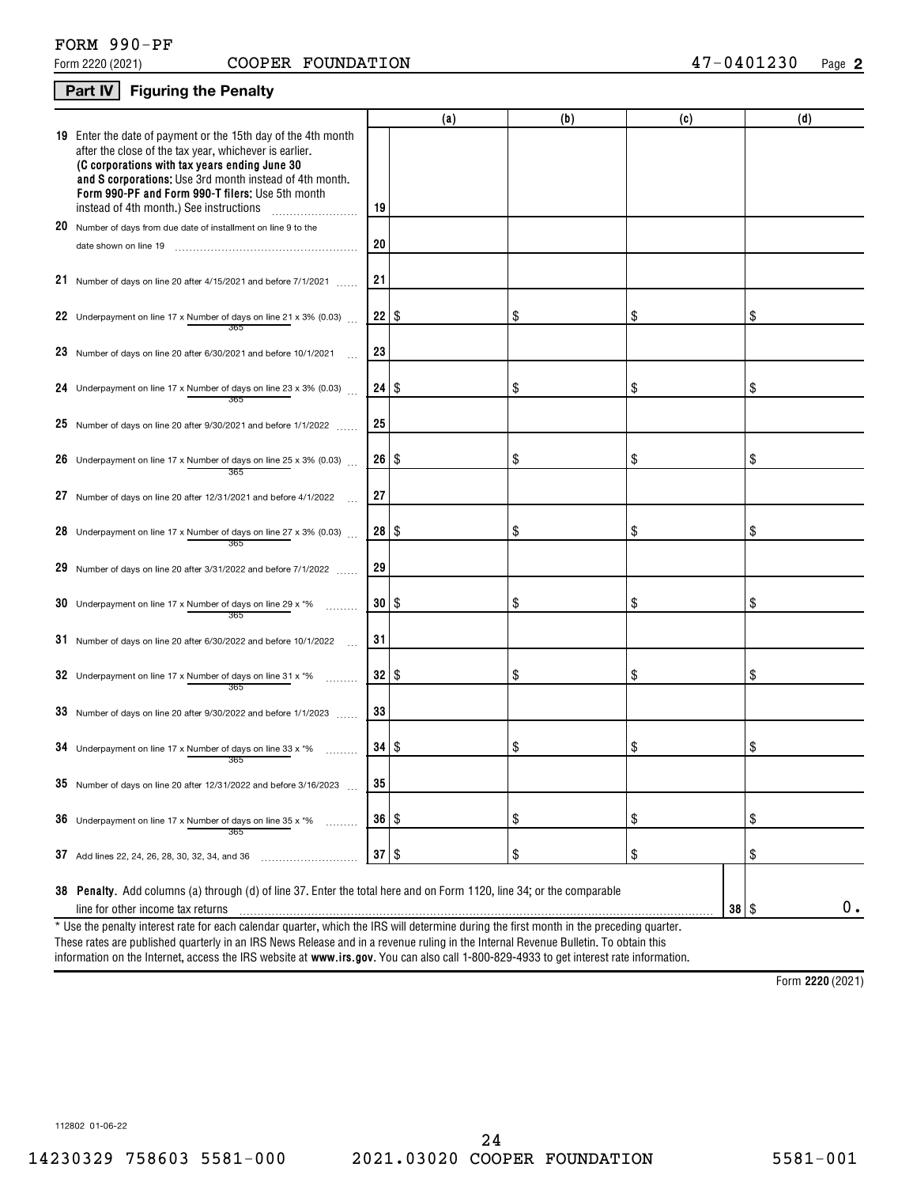FORM 990-PF

Form 2220 (2021) COOPER FOUNDATION 47-0401230 Page **2**

## Part IV Figuring the Penalty

| | | (a) | (b) | (c) | (d) |
|---|---|---|---|---|---|
| **19** Enter the date of payment or the 15th day of the 4th month after the close of the tax year, whichever is earlier. **(C corporations with tax years ending June 30 and S corporations:** Use 3rd month instead of 4th month. **Form 990-PF and Form 990-T filers:** Use 5th month instead of 4th month.) See instructions | 19 | | | | |
| **20** Number of days from due date of installment on line 9 to the date shown on line 19 | 20 | | | | |
| **21** Number of days on line 20 after 4/15/2021 and before 7/1/2021 | 21 | | | | |
| **22** Underpayment on line 17 x Number of days on line 21 / 365 x 3% (0.03) | 22 | $ | $ | $ | $ |
| **23** Number of days on line 20 after 6/30/2021 and before 10/1/2021 | 23 | | | | |
| **24** Underpayment on line 17 x Number of days on line 23 / 365 x 3% (0.03) | 24 | $ | $ | $ | $ |
| **25** Number of days on line 20 after 9/30/2021 and before 1/1/2022 | 25 | | | | |
| **26** Underpayment on line 17 x Number of days on line 25 / 365 x 3% (0.03) | 26 | $ | $ | $ | $ |
| **27** Number of days on line 20 after 12/31/2021 and before 4/1/2022 | 27 | | | | |
| **28** Underpayment on line 17 x Number of days on line 27 / 365 x 3% (0.03) | 28 | $ | $ | $ | $ |
| **29** Number of days on line 20 after 3/31/2022 and before 7/1/2022 | 29 | | | | |
| **30** Underpayment on line 17 x Number of days on line 29 / 365 x *% | 30 | $ | $ | $ | $ |
| **31** Number of days on line 20 after 6/30/2022 and before 10/1/2022 | 31 | | | | |
| **32** Underpayment on line 17 x Number of days on line 31 / 365 x *% | 32 | $ | $ | $ | $ |
| **33** Number of days on line 20 after 9/30/2022 and before 1/1/2023 | 33 | | | | |
| **34** Underpayment on line 17 x Number of days on line 33 / 365 x *% | 34 | $ | $ | $ | $ |
| **35** Number of days on line 20 after 12/31/2022 and before 3/16/2023 | 35 | | | | |
| **36** Underpayment on line 17 x Number of days on line 35 / 365 x *% | 36 | $ | $ | $ | $ |
| **37** Add lines 22, 24, 26, 28, 30, 32, 34, and 36 | 37 | $ | $ | $ | $ |

**38 Penalty.** Add columns (a) through (d) of line 37. Enter the total here and on Form 1120, line 34; or the comparable line for other income tax returns ..... **38** $ 0.

* Use the penalty interest rate for each calendar quarter, which the IRS will determine during the first month in the preceding quarter. These rates are published quarterly in an IRS News Release and in a revenue ruling in the Internal Revenue Bulletin. To obtain this information on the Internet, access the IRS website at **www.irs.gov**. You can also call 1-800-829-4933 to get interest rate information.

Form **2220** (2021)

112802 01-06-22

14230329 758603 5581-000 2021.03020 COOPER FOUNDATION 5581-001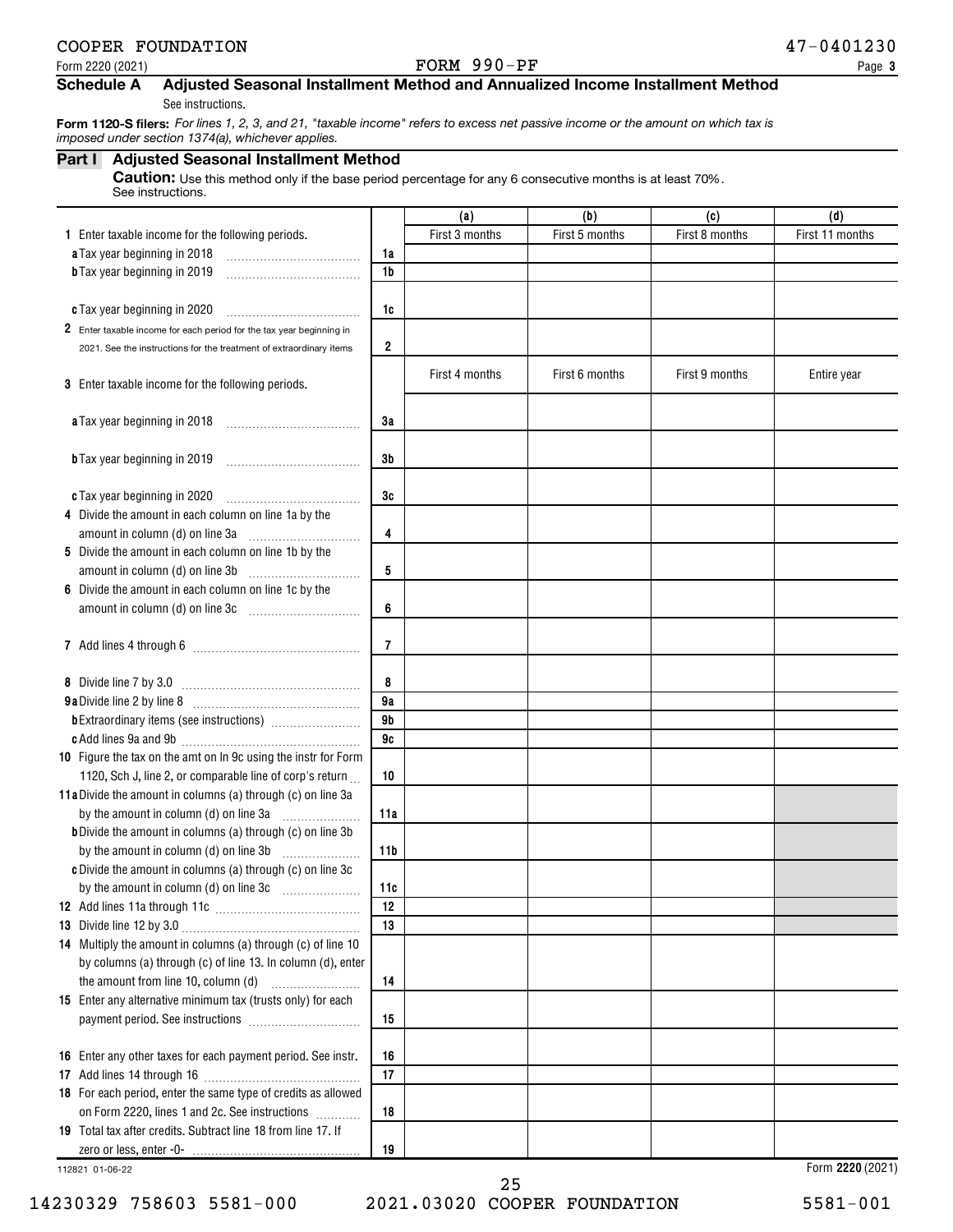COOPER FOUNDATION 47-0401230

Form 2220 (2021) FORM 990-PF Page 3

## Schedule A Adjusted Seasonal Installment Method and Annualized Income Installment Method

See instructions.

**Form 1120-S filers:** *For lines 1, 2, 3, and 21, "taxable income" refers to excess net passive income or the amount on which tax is imposed under section 1374(a), whichever applies.*

### Part I Adjusted Seasonal Installment Method

**Caution:** Use this method only if the base period percentage for any 6 consecutive months is at least 70%. See instructions.

| | | (a) | (b) | (c) | (d) |
|---|---|---|---|---|---|
| **1** Enter taxable income for the following periods. | | First 3 months | First 5 months | First 8 months | First 11 months |
| **a** Tax year beginning in 2018 | 1a | | | | |
| **b** Tax year beginning in 2019 | 1b | | | | |
| **c** Tax year beginning in 2020 | 1c | | | | |
| **2** Enter taxable income for each period for the tax year beginning in 2021. See the instructions for the treatment of extraordinary items | 2 | | | | |
| **3** Enter taxable income for the following periods. | | First 4 months | First 6 months | First 9 months | Entire year |
| **a** Tax year beginning in 2018 | 3a | | | | |
| **b** Tax year beginning in 2019 | 3b | | | | |
| **c** Tax year beginning in 2020 | 3c | | | | |
| **4** Divide the amount in each column on line 1a by the amount in column (d) on line 3a | 4 | | | | |
| **5** Divide the amount in each column on line 1b by the amount in column (d) on line 3b | 5 | | | | |
| **6** Divide the amount in each column on line 1c by the amount in column (d) on line 3c | 6 | | | | |
| **7** Add lines 4 through 6 | 7 | | | | |
| **8** Divide line 7 by 3.0 | 8 | | | | |
| **9a** Divide line 2 by line 8 | 9a | | | | |
| **b** Extraordinary items (see instructions) | 9b | | | | |
| **c** Add lines 9a and 9b | 9c | | | | |
| **10** Figure the tax on the amt on ln 9c using the instr for Form 1120, Sch J, line 2, or comparable line of corp's return | 10 | | | | |
| **11a** Divide the amount in columns (a) through (c) on line 3a by the amount in column (d) on line 3a | 11a | | | | |
| **b** Divide the amount in columns (a) through (c) on line 3b by the amount in column (d) on line 3b | 11b | | | | |
| **c** Divide the amount in columns (a) through (c) on line 3c by the amount in column (d) on line 3c | 11c | | | | |
| **12** Add lines 11a through 11c | 12 | | | | |
| **13** Divide line 12 by 3.0 | 13 | | | | |
| **14** Multiply the amount in columns (a) through (c) of line 10 by columns (a) through (c) of line 13. In column (d), enter the amount from line 10, column (d) | 14 | | | | |
| **15** Enter any alternative minimum tax (trusts only) for each payment period. See instructions | 15 | | | | |
| **16** Enter any other taxes for each payment period. See instr. | 16 | | | | |
| **17** Add lines 14 through 16 | 17 | | | | |
| **18** For each period, enter the same type of credits as allowed on Form 2220, lines 1 and 2c. See instructions | 18 | | | | |
| **19** Total tax after credits. Subtract line 18 from line 17. If zero or less, enter -0- | 19 | | | | |

112821 01-06-22 Form **2220** (2021)

14230329 758603 5581-000 2021.03020 COOPER FOUNDATION 5581-001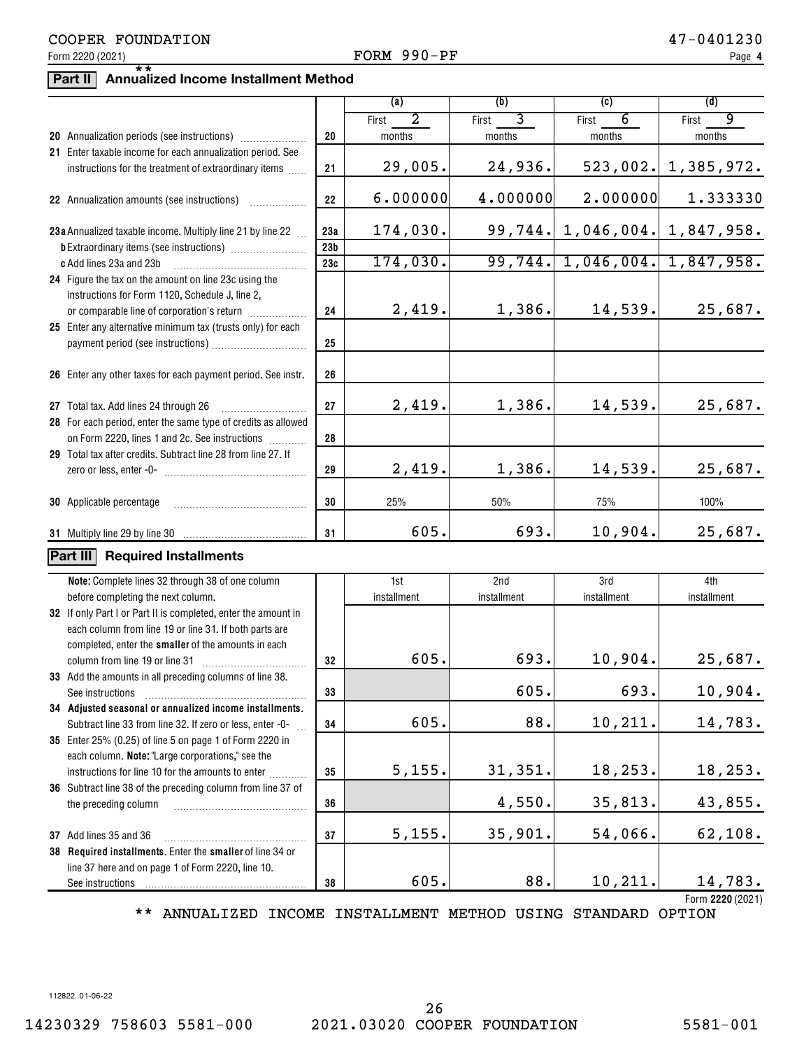COOPER FOUNDATION 47-0401230

Form 2220 (2021) FORM 990-PF Page **4**

## Part II ** Annualized Income Installment Method

| | | (a) | (b) | (c) | (d) |
|---|---|---|---|---|---|
| **20** Annualization periods (see instructions) | 20 | First 2 months | First 3 months | First 6 months | First 9 months |
| **21** Enter taxable income for each annualization period. See instructions for the treatment of extraordinary items | 21 | 29,005. | 24,936. | 523,002. | 1,385,972. |
| **22** Annualization amounts (see instructions) | 22 | 6.000000 | 4.000000 | 2.000000 | 1.333330 |
| **23a** Annualized taxable income. Multiply line 21 by line 22 | 23a | 174,030. | 99,744. | 1,046,004. | 1,847,958. |
| **b** Extraordinary items (see instructions) | 23b | | | | |
| **c** Add lines 23a and 23b | 23c | 174,030. | 99,744. | 1,046,004. | 1,847,958. |
| **24** Figure the tax on the amount on line 23c using the instructions for Form 1120, Schedule J, line 2, or comparable line of corporation's return | 24 | 2,419. | 1,386. | 14,539. | 25,687. |
| **25** Enter any alternative minimum tax (trusts only) for each payment period (see instructions) | 25 | | | | |
| **26** Enter any other taxes for each payment period. See instr. | 26 | | | | |
| **27** Total tax. Add lines 24 through 26 | 27 | 2,419. | 1,386. | 14,539. | 25,687. |
| **28** For each period, enter the same type of credits as allowed on Form 2220, lines 1 and 2c. See instructions | 28 | | | | |
| **29** Total tax after credits. Subtract line 28 from line 27. If zero or less, enter -0- | 29 | 2,419. | 1,386. | 14,539. | 25,687. |
| **30** Applicable percentage | 30 | 25% | 50% | 75% | 100% |
| **31** Multiply line 29 by line 30 | 31 | 605. | 693. | 10,904. | 25,687. |

## Part III Required Installments

| **Note:** Complete lines 32 through 38 of one column before completing the next column. | | 1st installment | 2nd installment | 3rd installment | 4th installment |
|---|---|---|---|---|---|
| **32** If only Part I or Part II is completed, enter the amount in each column from line 19 or line 31. If both parts are completed, enter the **smaller** of the amounts in each column from line 19 or line 31 | 32 | 605. | 693. | 10,904. | 25,687. |
| **33** Add the amounts in all preceding columns of line 38. See instructions | 33 | | 605. | 693. | 10,904. |
| **34 Adjusted seasonal or annualized income installments.** Subtract line 33 from line 32. If zero or less, enter -0- | 34 | 605. | 88. | 10,211. | 14,783. |
| **35** Enter 25% (0.25) of line 5 on page 1 of Form 2220 in each column. **Note:** "Large corporations," see the instructions for line 10 for the amounts to enter | 35 | 5,155. | 31,351. | 18,253. | 18,253. |
| **36** Subtract line 38 of the preceding column from line 37 of the preceding column | 36 | | 4,550. | 35,813. | 43,855. |
| **37** Add lines 35 and 36 | 37 | 5,155. | 35,901. | 54,066. | 62,108. |
| **38 Required installments.** Enter the **smaller** of line 34 or line 37 here and on page 1 of Form 2220, line 10. See instructions | 38 | 605. | 88. | 10,211. | 14,783. |

Form **2220** (2021)

** ANNUALIZED INCOME INSTALLMENT METHOD USING STANDARD OPTION

112822 01-06-22

14230329 758603 5581-000 2021.03020 COOPER FOUNDATION 5581-001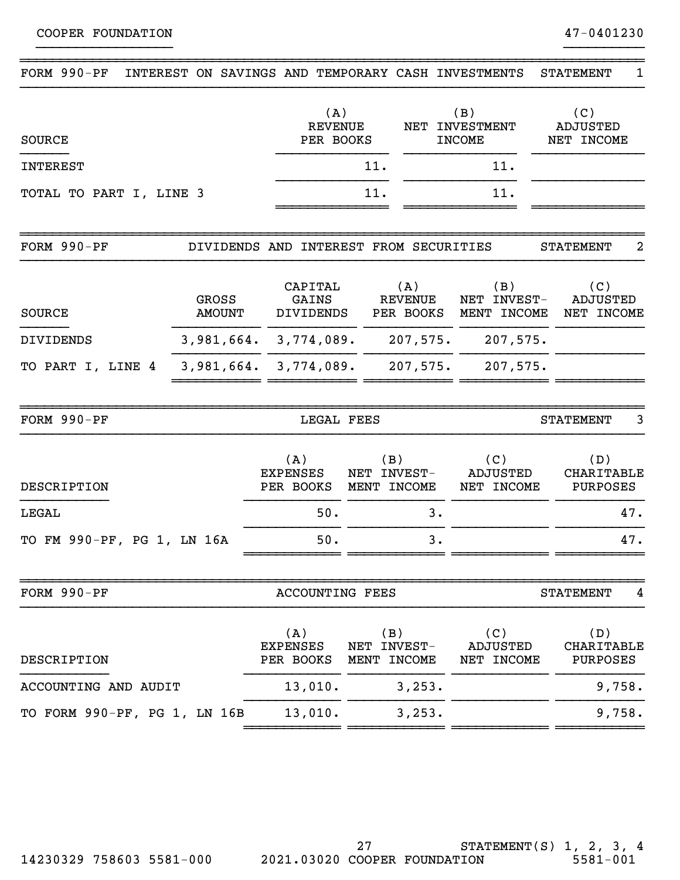COOPER FOUNDATION 47-0401230

## FORM 990-PF INTEREST ON SAVINGS AND TEMPORARY CASH INVESTMENTS STATEMENT 1

| SOURCE | (A) REVENUE PER BOOKS | (B) NET INVESTMENT INCOME | (C) ADJUSTED NET INCOME |
|---|---|---|---|
| INTEREST | 11. | 11. | |
| TOTAL TO PART I, LINE 3 | 11. | 11. | |

## FORM 990-PF DIVIDENDS AND INTEREST FROM SECURITIES STATEMENT 2

| SOURCE | GROSS AMOUNT | CAPITAL GAINS DIVIDENDS | (A) REVENUE PER BOOKS | (B) NET INVEST-MENT INCOME | (C) ADJUSTED NET INCOME |
|---|---|---|---|---|---|
| DIVIDENDS | 3,981,664. | 3,774,089. | 207,575. | 207,575. | |
| TO PART I, LINE 4 | 3,981,664. | 3,774,089. | 207,575. | 207,575. | |

## FORM 990-PF LEGAL FEES STATEMENT 3

| DESCRIPTION | (A) EXPENSES PER BOOKS | (B) NET INVEST-MENT INCOME | (C) ADJUSTED NET INCOME | (D) CHARITABLE PURPOSES |
|---|---|---|---|---|
| LEGAL | 50. | 3. | | 47. |
| TO FM 990-PF, PG 1, LN 16A | 50. | 3. | | 47. |

## FORM 990-PF ACCOUNTING FEES STATEMENT 4

| DESCRIPTION | (A) EXPENSES PER BOOKS | (B) NET INVEST-MENT INCOME | (C) ADJUSTED NET INCOME | (D) CHARITABLE PURPOSES |
|---|---|---|---|---|
| ACCOUNTING AND AUDIT | 13,010. | 3,253. | | 9,758. |
| TO FORM 990-PF, PG 1, LN 16B | 13,010. | 3,253. | | 9,758. |

STATEMENT(S) 1, 2, 3, 4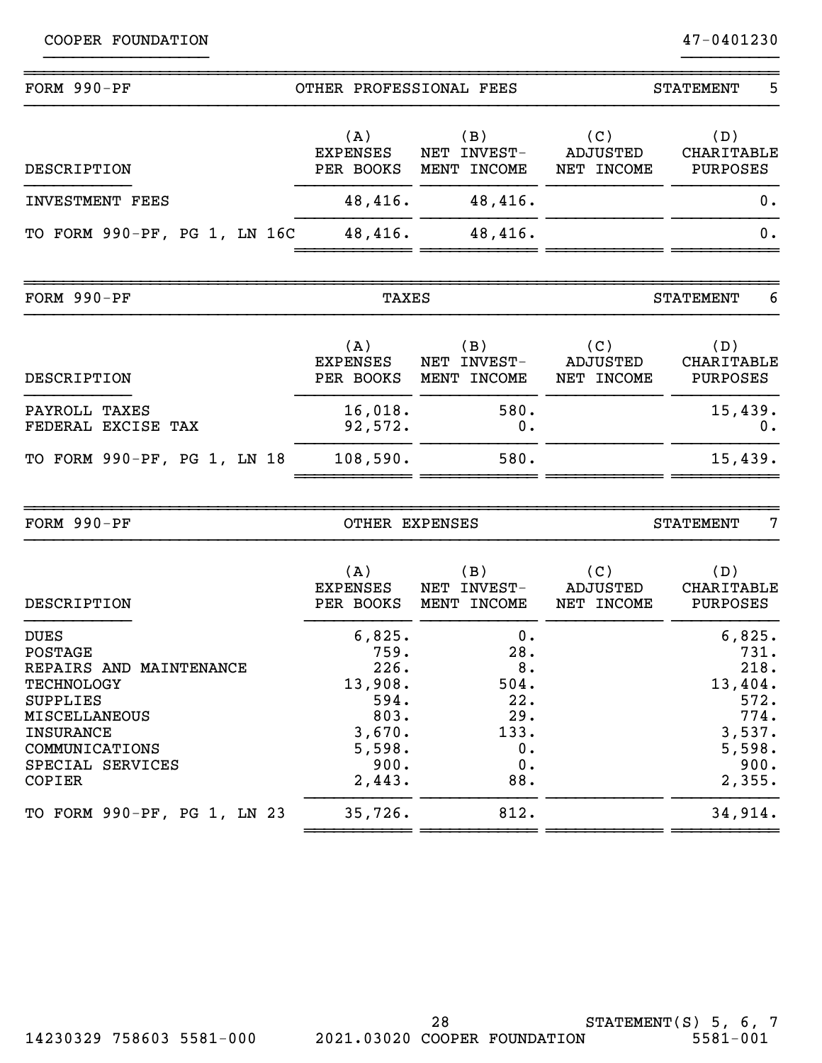COOPER FOUNDATION 47-0401230

## FORM 990-PF — OTHER PROFESSIONAL FEES — STATEMENT 5

| DESCRIPTION | (A) EXPENSES PER BOOKS | (B) NET INVEST- MENT INCOME | (C) ADJUSTED NET INCOME | (D) CHARITABLE PURPOSES |
|---|---|---|---|---|
| INVESTMENT FEES | 48,416. | 48,416. | | 0. |
| TO FORM 990-PF, PG 1, LN 16C | 48,416. | 48,416. | | 0. |

## FORM 990-PF — TAXES — STATEMENT 6

| DESCRIPTION | (A) EXPENSES PER BOOKS | (B) NET INVEST- MENT INCOME | (C) ADJUSTED NET INCOME | (D) CHARITABLE PURPOSES |
|---|---|---|---|---|
| PAYROLL TAXES | 16,018. | 580. | | 15,439. |
| FEDERAL EXCISE TAX | 92,572. | 0. | | 0. |
| TO FORM 990-PF, PG 1, LN 18 | 108,590. | 580. | | 15,439. |

## FORM 990-PF — OTHER EXPENSES — STATEMENT 7

| DESCRIPTION | (A) EXPENSES PER BOOKS | (B) NET INVEST- MENT INCOME | (C) ADJUSTED NET INCOME | (D) CHARITABLE PURPOSES |
|---|---|---|---|---|
| DUES | 6,825. | 0. | | 6,825. |
| POSTAGE | 759. | 28. | | 731. |
| REPAIRS AND MAINTENANCE | 226. | 8. | | 218. |
| TECHNOLOGY | 13,908. | 504. | | 13,404. |
| SUPPLIES | 594. | 22. | | 572. |
| MISCELLANEOUS | 803. | 29. | | 774. |
| INSURANCE | 3,670. | 133. | | 3,537. |
| COMMUNICATIONS | 5,598. | 0. | | 5,598. |
| SPECIAL SERVICES | 900. | 0. | | 900. |
| COPIER | 2,443. | 88. | | 2,355. |
| TO FORM 990-PF, PG 1, LN 23 | 35,726. | 812. | | 34,914. |

STATEMENT(S) 5, 6, 7

14230329 758603 5581-000 2021.03020 COOPER FOUNDATION 5581-001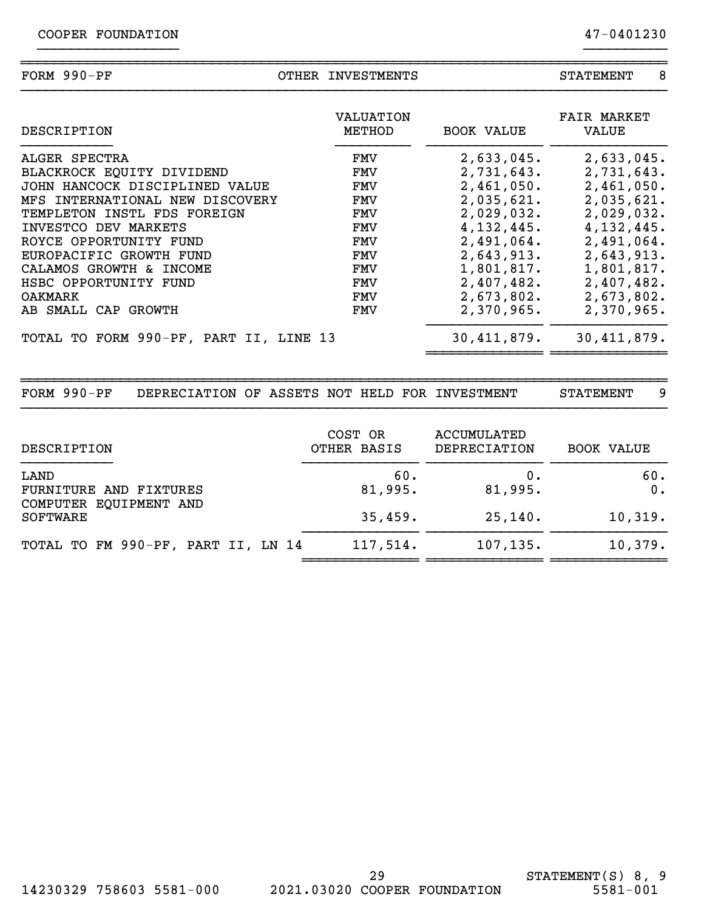COOPER FOUNDATION 47-0401230

| FORM 990-PF | OTHER INVESTMENTS | | STATEMENT 8 |
|---|---|---|---|
| DESCRIPTION | VALUATION METHOD | BOOK VALUE | FAIR MARKET VALUE |
| ALGER SPECTRA | FMV | 2,633,045. | 2,633,045. |
| BLACKROCK EQUITY DIVIDEND | FMV | 2,731,643. | 2,731,643. |
| JOHN HANCOCK DISCIPLINED VALUE | FMV | 2,461,050. | 2,461,050. |
| MFS INTERNATIONAL NEW DISCOVERY | FMV | 2,035,621. | 2,035,621. |
| TEMPLETON INSTL FDS FOREIGN | FMV | 2,029,032. | 2,029,032. |
| INVESTCO DEV MARKETS | FMV | 4,132,445. | 4,132,445. |
| ROYCE OPPORTUNITY FUND | FMV | 2,491,064. | 2,491,064. |
| EUROPACIFIC GROWTH FUND | FMV | 2,643,913. | 2,643,913. |
| CALAMOS GROWTH & INCOME | FMV | 1,801,817. | 1,801,817. |
| HSBC OPPORTUNITY FUND | FMV | 2,407,482. | 2,407,482. |
| OAKMARK | FMV | 2,673,802. | 2,673,802. |
| AB SMALL CAP GROWTH | FMV | 2,370,965. | 2,370,965. |
| TOTAL TO FORM 990-PF, PART II, LINE 13 | | 30,411,879. | 30,411,879. |

| FORM 990-PF | DEPRECIATION OF ASSETS NOT HELD FOR INVESTMENT | | STATEMENT 9 |
|---|---|---|---|
| DESCRIPTION | COST OR OTHER BASIS | ACCUMULATED DEPRECIATION | BOOK VALUE |
| LAND | 60. | 0. | 60. |
| FURNITURE AND FIXTURES | 81,995. | 81,995. | 0. |
| COMPUTER EQUIPMENT AND SOFTWARE | 35,459. | 25,140. | 10,319. |
| TOTAL TO FM 990-PF, PART II, LN 14 | 117,514. | 107,135. | 10,379. |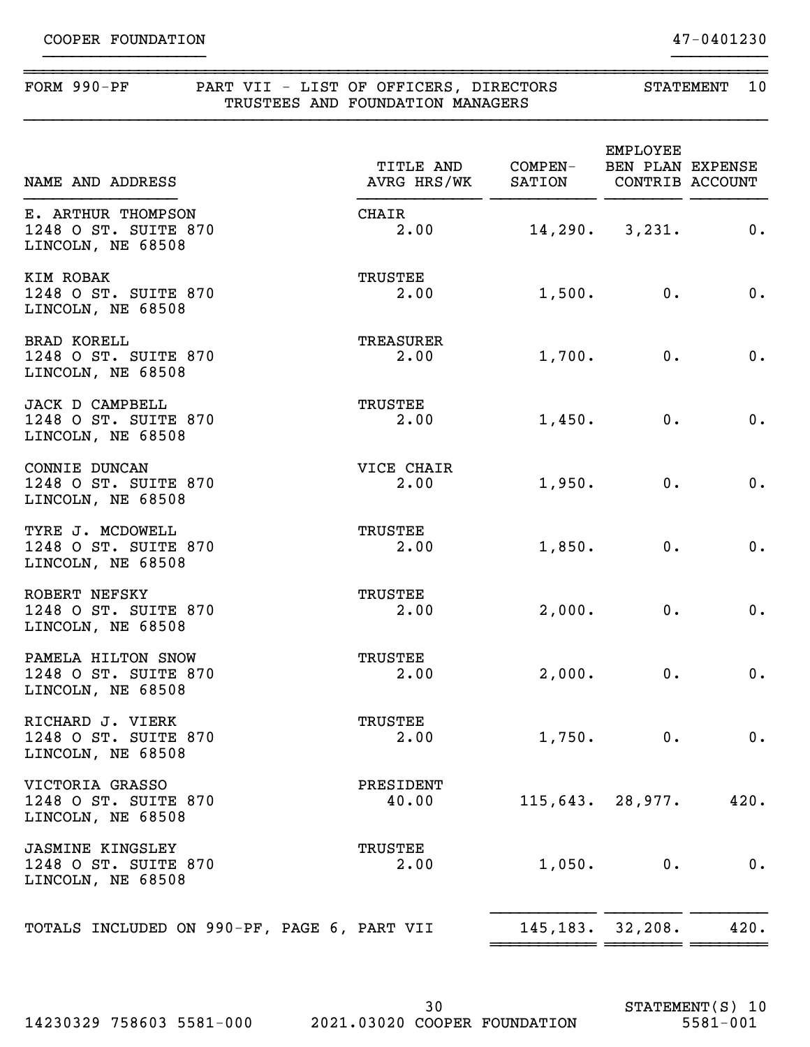COOPER FOUNDATION 47-0401230

## FORM 990-PF PART VII - LIST OF OFFICERS, DIRECTORS TRUSTEES AND FOUNDATION MANAGERS STATEMENT 10

| NAME AND ADDRESS | TITLE AND AVRG HRS/WK | COMPEN-SATION | EMPLOYEE BEN PLAN CONTRIB | EXPENSE ACCOUNT |
|---|---|---|---|---|
| E. ARTHUR THOMPSON<br>1248 O ST. SUITE 870<br>LINCOLN, NE 68508 | CHAIR<br>2.00 | 14,290. | 3,231. | 0. |
| KIM ROBAK<br>1248 O ST. SUITE 870<br>LINCOLN, NE 68508 | TRUSTEE<br>2.00 | 1,500. | 0. | 0. |
| BRAD KORELL<br>1248 O ST. SUITE 870<br>LINCOLN, NE 68508 | TREASURER<br>2.00 | 1,700. | 0. | 0. |
| JACK D CAMPBELL<br>1248 O ST. SUITE 870<br>LINCOLN, NE 68508 | TRUSTEE<br>2.00 | 1,450. | 0. | 0. |
| CONNIE DUNCAN<br>1248 O ST. SUITE 870<br>LINCOLN, NE 68508 | VICE CHAIR<br>2.00 | 1,950. | 0. | 0. |
| TYRE J. MCDOWELL<br>1248 O ST. SUITE 870<br>LINCOLN, NE 68508 | TRUSTEE<br>2.00 | 1,850. | 0. | 0. |
| ROBERT NEFSKY<br>1248 O ST. SUITE 870<br>LINCOLN, NE 68508 | TRUSTEE<br>2.00 | 2,000. | 0. | 0. |
| PAMELA HILTON SNOW<br>1248 O ST. SUITE 870<br>LINCOLN, NE 68508 | TRUSTEE<br>2.00 | 2,000. | 0. | 0. |
| RICHARD J. VIERK<br>1248 O ST. SUITE 870<br>LINCOLN, NE 68508 | TRUSTEE<br>2.00 | 1,750. | 0. | 0. |
| VICTORIA GRASSO<br>1248 O ST. SUITE 870<br>LINCOLN, NE 68508 | PRESIDENT<br>40.00 | 115,643. | 28,977. | 420. |
| JASMINE KINGSLEY<br>1248 O ST. SUITE 870<br>LINCOLN, NE 68508 | TRUSTEE<br>2.00 | 1,050. | 0. | 0. |
| TOTALS INCLUDED ON 990-PF, PAGE 6, PART VII | | 145,183. | 32,208. | 420. |

14230329 758603 5581-000 2021.03020 COOPER FOUNDATION STATEMENT(S) 10 5581-001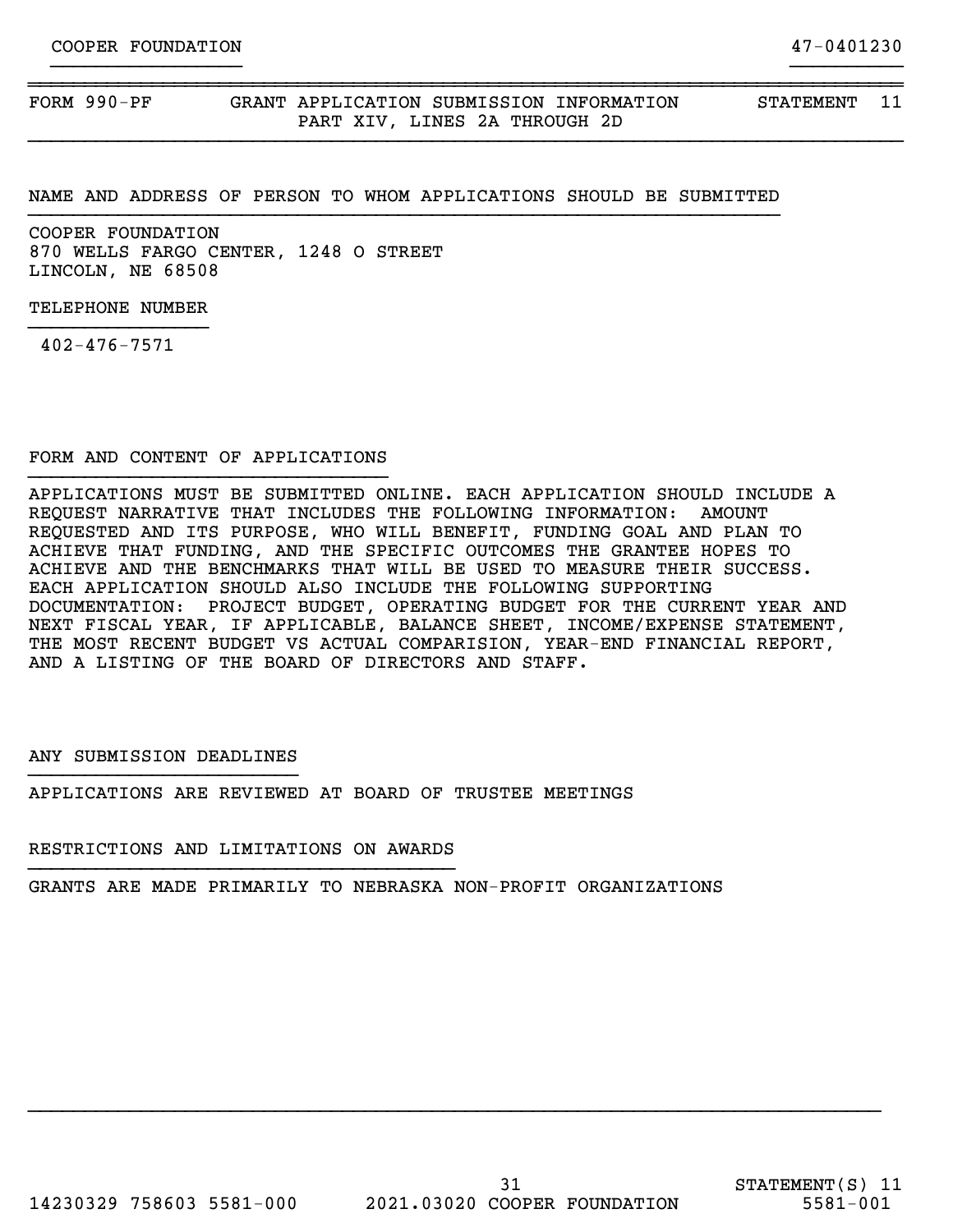COOPER FOUNDATION 47-0401230

FORM 990-PF GRANT APPLICATION SUBMISSION INFORMATION STATEMENT 11
PART XIV, LINES 2A THROUGH 2D

NAME AND ADDRESS OF PERSON TO WHOM APPLICATIONS SHOULD BE SUBMITTED

COOPER FOUNDATION
870 WELLS FARGO CENTER, 1248 O STREET
LINCOLN, NE 68508

TELEPHONE NUMBER

402-476-7571

FORM AND CONTENT OF APPLICATIONS

APPLICATIONS MUST BE SUBMITTED ONLINE. EACH APPLICATION SHOULD INCLUDE A REQUEST NARRATIVE THAT INCLUDES THE FOLLOWING INFORMATION: AMOUNT REQUESTED AND ITS PURPOSE, WHO WILL BENEFIT, FUNDING GOAL AND PLAN TO ACHIEVE THAT FUNDING, AND THE SPECIFIC OUTCOMES THE GRANTEE HOPES TO ACHIEVE AND THE BENCHMARKS THAT WILL BE USED TO MEASURE THEIR SUCCESS. EACH APPLICATION SHOULD ALSO INCLUDE THE FOLLOWING SUPPORTING DOCUMENTATION: PROJECT BUDGET, OPERATING BUDGET FOR THE CURRENT YEAR AND NEXT FISCAL YEAR, IF APPLICABLE, BALANCE SHEET, INCOME/EXPENSE STATEMENT, THE MOST RECENT BUDGET VS ACTUAL COMPARISION, YEAR-END FINANCIAL REPORT, AND A LISTING OF THE BOARD OF DIRECTORS AND STAFF.

ANY SUBMISSION DEADLINES

APPLICATIONS ARE REVIEWED AT BOARD OF TRUSTEE MEETINGS

RESTRICTIONS AND LIMITATIONS ON AWARDS

GRANTS ARE MADE PRIMARILY TO NEBRASKA NON-PROFIT ORGANIZATIONS

STATEMENT(S) 11
14230329 758603 5581-000 2021.03020 COOPER FOUNDATION 5581-001